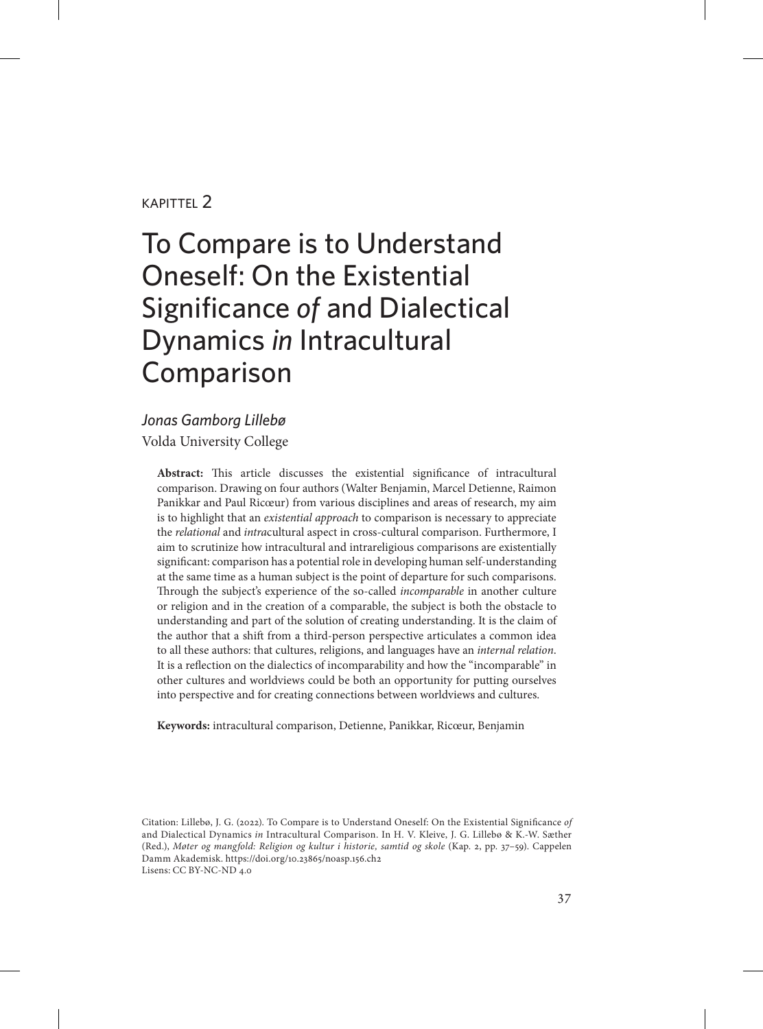KAPITTEL 2

# To Compare is to Understand Oneself: On the Existential Significance *of* and Dialectical Dynamics *in* Intracultural Comparison

*Jonas Gamborg Lillebø*

Volda University College

**Abstract:** This article discusses the existential significance of intracultural comparison. Drawing on four authors (Walter Benjamin, Marcel Detienne, Raimon Panikkar and Paul Ricœur) from various disciplines and areas of research, my aim is to highlight that an *existential approach* to comparison is necessary to appreciate the *relational* and *intra*cultural aspect in cross-cultural comparison. Furthermore, I aim to scrutinize how intracultural and intrareligious comparisons are existentially significant: comparison has a potential role in developing human self-understanding at the same time as a human subject is the point of departure for such comparisons. Through the subject's experience of the so-called *incomparable* in another culture or religion and in the creation of a comparable, the subject is both the obstacle to understanding and part of the solution of creating understanding. It is the claim of the author that a shift from a third-person perspective articulates a common idea to all these authors: that cultures, religions, and languages have an *internal relation*. It is a reflection on the dialectics of incomparability and how the "incomparable" in other cultures and worldviews could be both an opportunity for putting ourselves into perspective and for creating connections between worldviews and cultures.

**Keywords:** intracultural comparison, Detienne, Panikkar, Ricœur, Benjamin

Citation: Lillebø, J. G. (2022). To Compare is to Understand Oneself: On the Existential Significance *of* and Dialectical Dynamics *in* Intracultural Comparison. In H. V. Kleive, J. G. Lillebø & K.-W. Sæther (Red.), *Møter og mangfold: Religion og kultur i historie, samtid og skole* (Kap. 2, pp. 37–59). Cappelen Damm Akademisk. https://doi.org/10.23865/noasp.156.ch2
Lisens: CC BY-NC-ND 4.0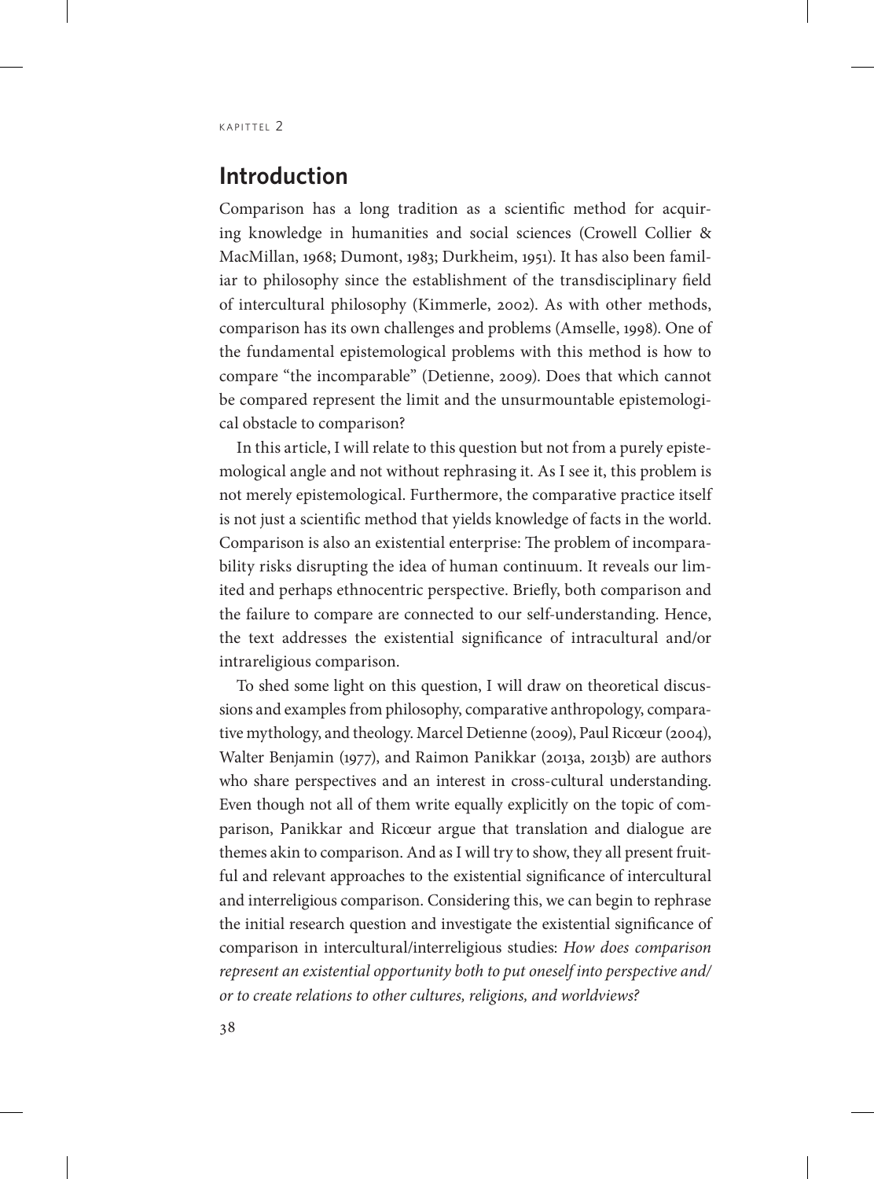## Introduction

Comparison has a long tradition as a scientific method for acquiring knowledge in humanities and social sciences (Crowell Collier & MacMillan, 1968; Dumont, 1983; Durkheim, 1951). It has also been familiar to philosophy since the establishment of the transdisciplinary field of intercultural philosophy (Kimmerle, 2002). As with other methods, comparison has its own challenges and problems (Amselle, 1998). One of the fundamental epistemological problems with this method is how to compare "the incomparable" (Detienne, 2009). Does that which cannot be compared represent the limit and the unsurmountable epistemological obstacle to comparison?

In this article, I will relate to this question but not from a purely epistemological angle and not without rephrasing it. As I see it, this problem is not merely epistemological. Furthermore, the comparative practice itself is not just a scientific method that yields knowledge of facts in the world. Comparison is also an existential enterprise: The problem of incomparability risks disrupting the idea of human continuum. It reveals our limited and perhaps ethnocentric perspective. Briefly, both comparison and the failure to compare are connected to our self-understanding. Hence, the text addresses the existential significance of intracultural and/or intrareligious comparison.

To shed some light on this question, I will draw on theoretical discussions and examples from philosophy, comparative anthropology, comparative mythology, and theology. Marcel Detienne (2009), Paul Ricœur (2004), Walter Benjamin (1977), and Raimon Panikkar (2013a, 2013b) are authors who share perspectives and an interest in cross-cultural understanding. Even though not all of them write equally explicitly on the topic of comparison, Panikkar and Ricœur argue that translation and dialogue are themes akin to comparison. And as I will try to show, they all present fruitful and relevant approaches to the existential significance of intercultural and interreligious comparison. Considering this, we can begin to rephrase the initial research question and investigate the existential significance of comparison in intercultural/interreligious studies: *How does comparison represent an existential opportunity both to put oneself into perspective and/or to create relations to other cultures, religions, and worldviews?*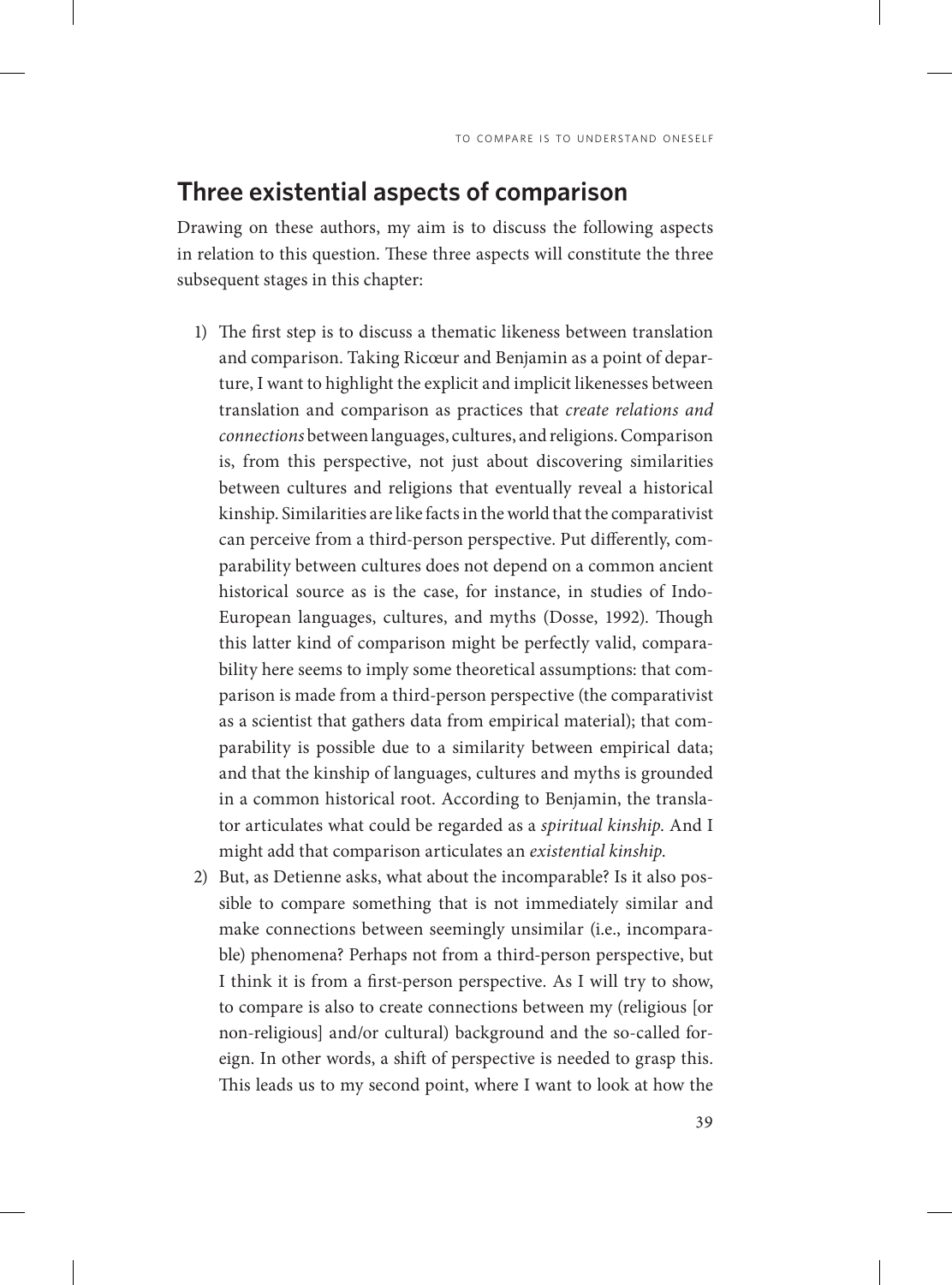## Three existential aspects of comparison

Drawing on these authors, my aim is to discuss the following aspects in relation to this question. These three aspects will constitute the three subsequent stages in this chapter:

1) The first step is to discuss a thematic likeness between translation and comparison. Taking Ricœur and Benjamin as a point of departure, I want to highlight the explicit and implicit likenesses between translation and comparison as practices that *create relations and connections* between languages, cultures, and religions. Comparison is, from this perspective, not just about discovering similarities between cultures and religions that eventually reveal a historical kinship. Similarities are like facts in the world that the comparativist can perceive from a third-person perspective. Put differently, comparability between cultures does not depend on a common ancient historical source as is the case, for instance, in studies of Indo-European languages, cultures, and myths (Dosse, 1992). Though this latter kind of comparison might be perfectly valid, comparability here seems to imply some theoretical assumptions: that comparison is made from a third-person perspective (the comparativist as a scientist that gathers data from empirical material); that comparability is possible due to a similarity between empirical data; and that the kinship of languages, cultures and myths is grounded in a common historical root. According to Benjamin, the translator articulates what could be regarded as a *spiritual kinship*. And I might add that comparison articulates an *existential kinship*.
2) But, as Detienne asks, what about the incomparable? Is it also possible to compare something that is not immediately similar and make connections between seemingly unsimilar (i.e., incomparable) phenomena? Perhaps not from a third-person perspective, but I think it is from a first-person perspective. As I will try to show, to compare is also to create connections between my (religious [or non-religious] and/or cultural) background and the so-called foreign. In other words, a shift of perspective is needed to grasp this. This leads us to my second point, where I want to look at how the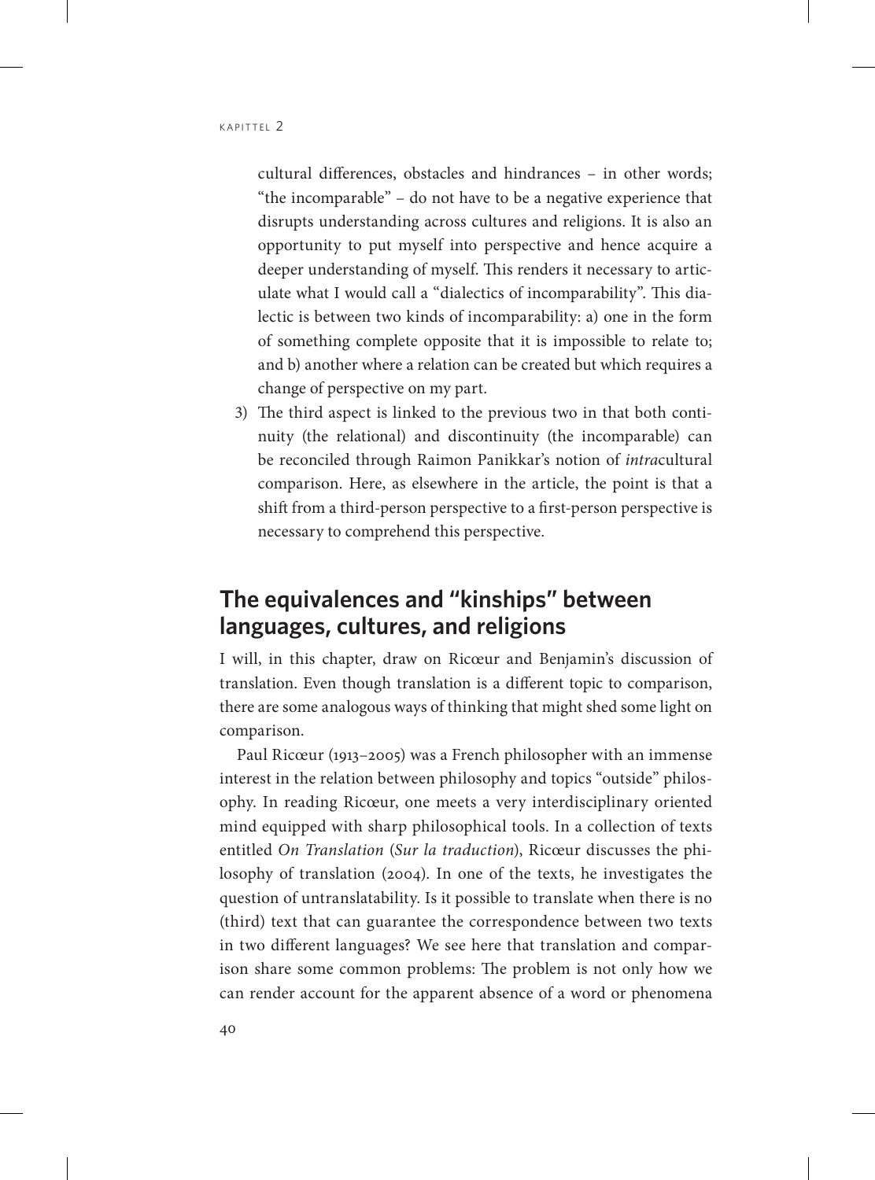cultural differences, obstacles and hindrances – in other words; "the incomparable" – do not have to be a negative experience that disrupts understanding across cultures and religions. It is also an opportunity to put myself into perspective and hence acquire a deeper understanding of myself. This renders it necessary to articulate what I would call a "dialectics of incomparability". This dialectic is between two kinds of incomparability: a) one in the form of something complete opposite that it is impossible to relate to; and b) another where a relation can be created but which requires a change of perspective on my part.

3) The third aspect is linked to the previous two in that both continuity (the relational) and discontinuity (the incomparable) can be reconciled through Raimon Panikkar's notion of *intra*cultural comparison. Here, as elsewhere in the article, the point is that a shift from a third-person perspective to a first-person perspective is necessary to comprehend this perspective.

## The equivalences and "kinships" between languages, cultures, and religions

I will, in this chapter, draw on Ricœur and Benjamin's discussion of translation. Even though translation is a different topic to comparison, there are some analogous ways of thinking that might shed some light on comparison.

Paul Ricœur (1913–2005) was a French philosopher with an immense interest in the relation between philosophy and topics "outside" philosophy. In reading Ricœur, one meets a very interdisciplinary oriented mind equipped with sharp philosophical tools. In a collection of texts entitled *On Translation* (*Sur la traduction*), Ricœur discusses the philosophy of translation (2004). In one of the texts, he investigates the question of untranslatability. Is it possible to translate when there is no (third) text that can guarantee the correspondence between two texts in two different languages? We see here that translation and comparison share some common problems: The problem is not only how we can render account for the apparent absence of a word or phenomena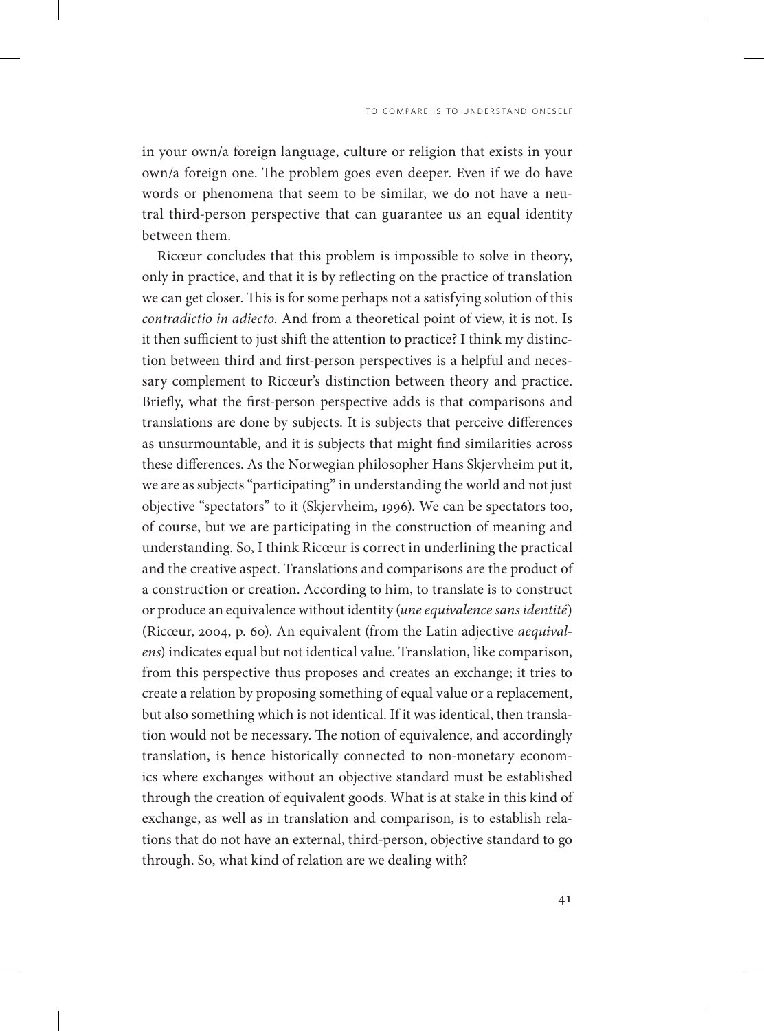in your own/a foreign language, culture or religion that exists in your own/a foreign one. The problem goes even deeper. Even if we do have words or phenomena that seem to be similar, we do not have a neutral third-person perspective that can guarantee us an equal identity between them.

Ricœur concludes that this problem is impossible to solve in theory, only in practice, and that it is by reflecting on the practice of translation we can get closer. This is for some perhaps not a satisfying solution of this *contradictio in adiecto*. And from a theoretical point of view, it is not. Is it then sufficient to just shift the attention to practice? I think my distinction between third and first-person perspectives is a helpful and necessary complement to Ricœur's distinction between theory and practice. Briefly, what the first-person perspective adds is that comparisons and translations are done by subjects. It is subjects that perceive differences as unsurmountable, and it is subjects that might find similarities across these differences. As the Norwegian philosopher Hans Skjervheim put it, we are as subjects "participating" in understanding the world and not just objective "spectators" to it (Skjervheim, 1996). We can be spectators too, of course, but we are participating in the construction of meaning and understanding. So, I think Ricœur is correct in underlining the practical and the creative aspect. Translations and comparisons are the product of a construction or creation. According to him, to translate is to construct or produce an equivalence without identity (*une equivalence sans identité*) (Ricœur, 2004, p. 60). An equivalent (from the Latin adjective *aequivalens*) indicates equal but not identical value. Translation, like comparison, from this perspective thus proposes and creates an exchange; it tries to create a relation by proposing something of equal value or a replacement, but also something which is not identical. If it was identical, then translation would not be necessary. The notion of equivalence, and accordingly translation, is hence historically connected to non-monetary economics where exchanges without an objective standard must be established through the creation of equivalent goods. What is at stake in this kind of exchange, as well as in translation and comparison, is to establish relations that do not have an external, third-person, objective standard to go through. So, what kind of relation are we dealing with?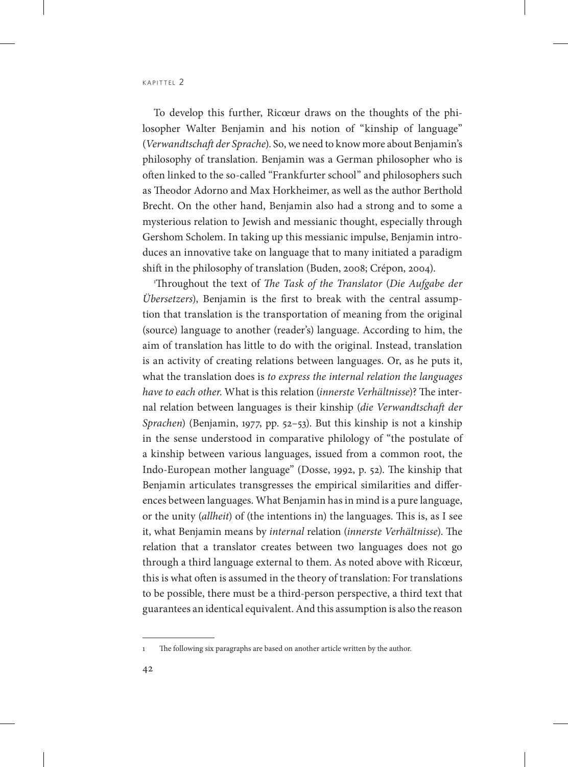To develop this further, Ricœur draws on the thoughts of the philosopher Walter Benjamin and his notion of "kinship of language" (*Verwandtschaft der Sprache*). So, we need to know more about Benjamin's philosophy of translation. Benjamin was a German philosopher who is often linked to the so-called "Frankfurter school" and philosophers such as Theodor Adorno and Max Horkheimer, as well as the author Berthold Brecht. On the other hand, Benjamin also had a strong and to some a mysterious relation to Jewish and messianic thought, especially through Gershom Scholem. In taking up this messianic impulse, Benjamin introduces an innovative take on language that to many initiated a paradigm shift in the philosophy of translation (Buden, 2008; Crépon, 2004).

[1]Throughout the text of *The Task of the Translator* (*Die Aufgabe der Übersetzers*), Benjamin is the first to break with the central assumption that translation is the transportation of meaning from the original (source) language to another (reader's) language. According to him, the aim of translation has little to do with the original. Instead, translation is an activity of creating relations between languages. Or, as he puts it, what the translation does is *to express the internal relation the languages have to each other*. What is this relation (*innerste Verhältnisse*)? The internal relation between languages is their kinship (*die Verwandtschaft der Sprachen*) (Benjamin, 1977, pp. 52–53). But this kinship is not a kinship in the sense understood in comparative philology of "the postulate of a kinship between various languages, issued from a common root, the Indo-European mother language" (Dosse, 1992, p. 52). The kinship that Benjamin articulates transgresses the empirical similarities and differences between languages. What Benjamin has in mind is a pure language, or the unity (*allheit*) of (the intentions in) the languages. This is, as I see it, what Benjamin means by *internal* relation (*innerste Verhältnisse*). The relation that a translator creates between two languages does not go through a third language external to them. As noted above with Ricœur, this is what often is assumed in the theory of translation: For translations to be possible, there must be a third-person perspective, a third text that guarantees an identical equivalent. And this assumption is also the reason

---

1 The following six paragraphs are based on another article written by the author.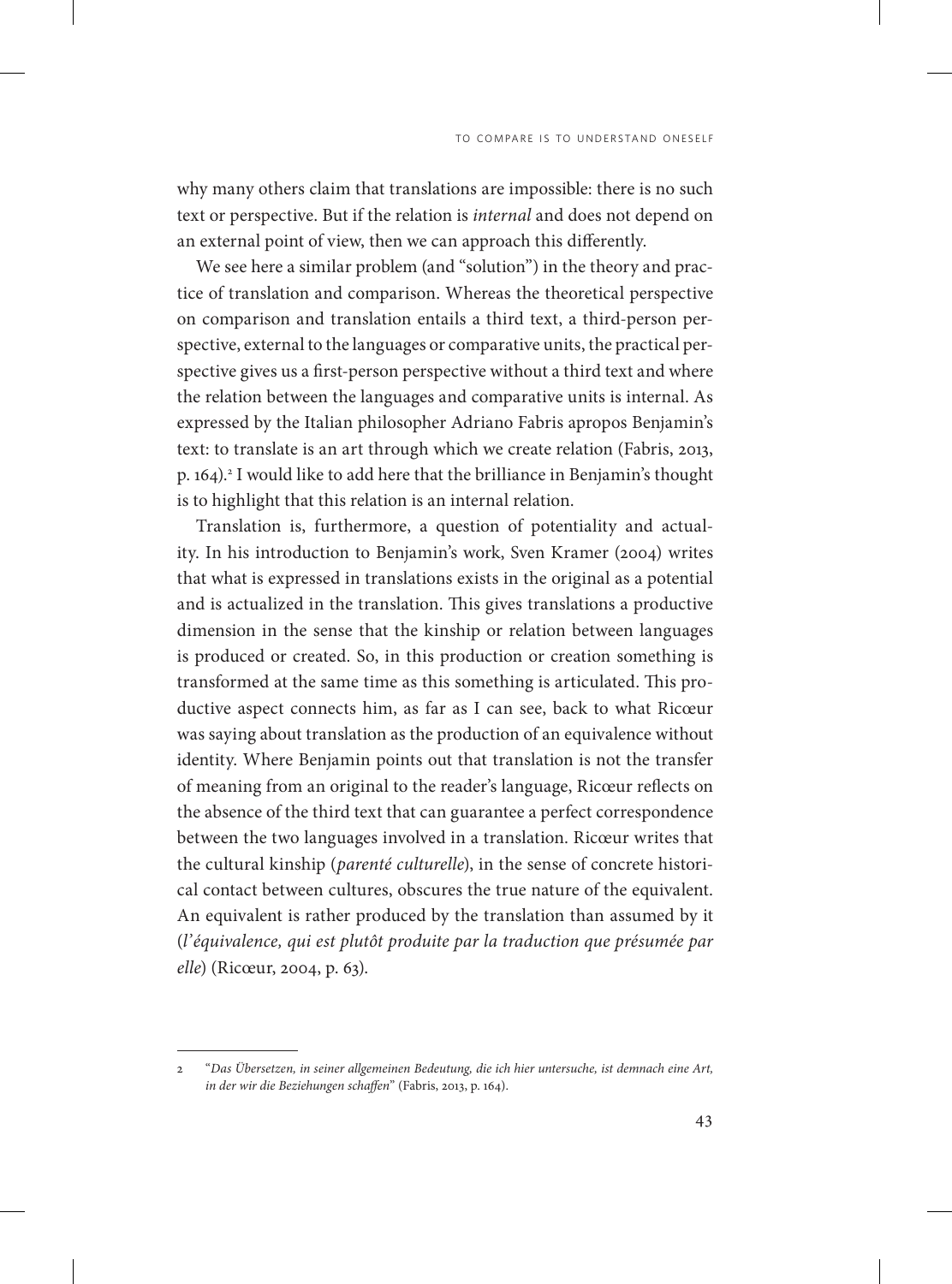why many others claim that translations are impossible: there is no such text or perspective. But if the relation is *internal* and does not depend on an external point of view, then we can approach this differently.

We see here a similar problem (and "solution") in the theory and practice of translation and comparison. Whereas the theoretical perspective on comparison and translation entails a third text, a third-person perspective, external to the languages or comparative units, the practical perspective gives us a first-person perspective without a third text and where the relation between the languages and comparative units is internal. As expressed by the Italian philosopher Adriano Fabris apropos Benjamin's text: to translate is an art through which we create relation (Fabris, 2013, p. 164).[2] I would like to add here that the brilliance in Benjamin's thought is to highlight that this relation is an internal relation.

Translation is, furthermore, a question of potentiality and actuality. In his introduction to Benjamin's work, Sven Kramer (2004) writes that what is expressed in translations exists in the original as a potential and is actualized in the translation. This gives translations a productive dimension in the sense that the kinship or relation between languages is produced or created. So, in this production or creation something is transformed at the same time as this something is articulated. This productive aspect connects him, as far as I can see, back to what Ricœur was saying about translation as the production of an equivalence without identity. Where Benjamin points out that translation is not the transfer of meaning from an original to the reader's language, Ricœur reflects on the absence of the third text that can guarantee a perfect correspondence between the two languages involved in a translation. Ricœur writes that the cultural kinship (*parenté culturelle*), in the sense of concrete historical contact between cultures, obscures the true nature of the equivalent. An equivalent is rather produced by the translation than assumed by it (*l'équivalence, qui est plutôt produite par la traduction que présumée par elle*) (Ricœur, 2004, p. 63).

---

2 "*Das Übersetzen, in seiner allgemeinen Bedeutung, die ich hier untersuche, ist demnach eine Art, in der wir die Beziehungen schaffen*" (Fabris, 2013, p. 164).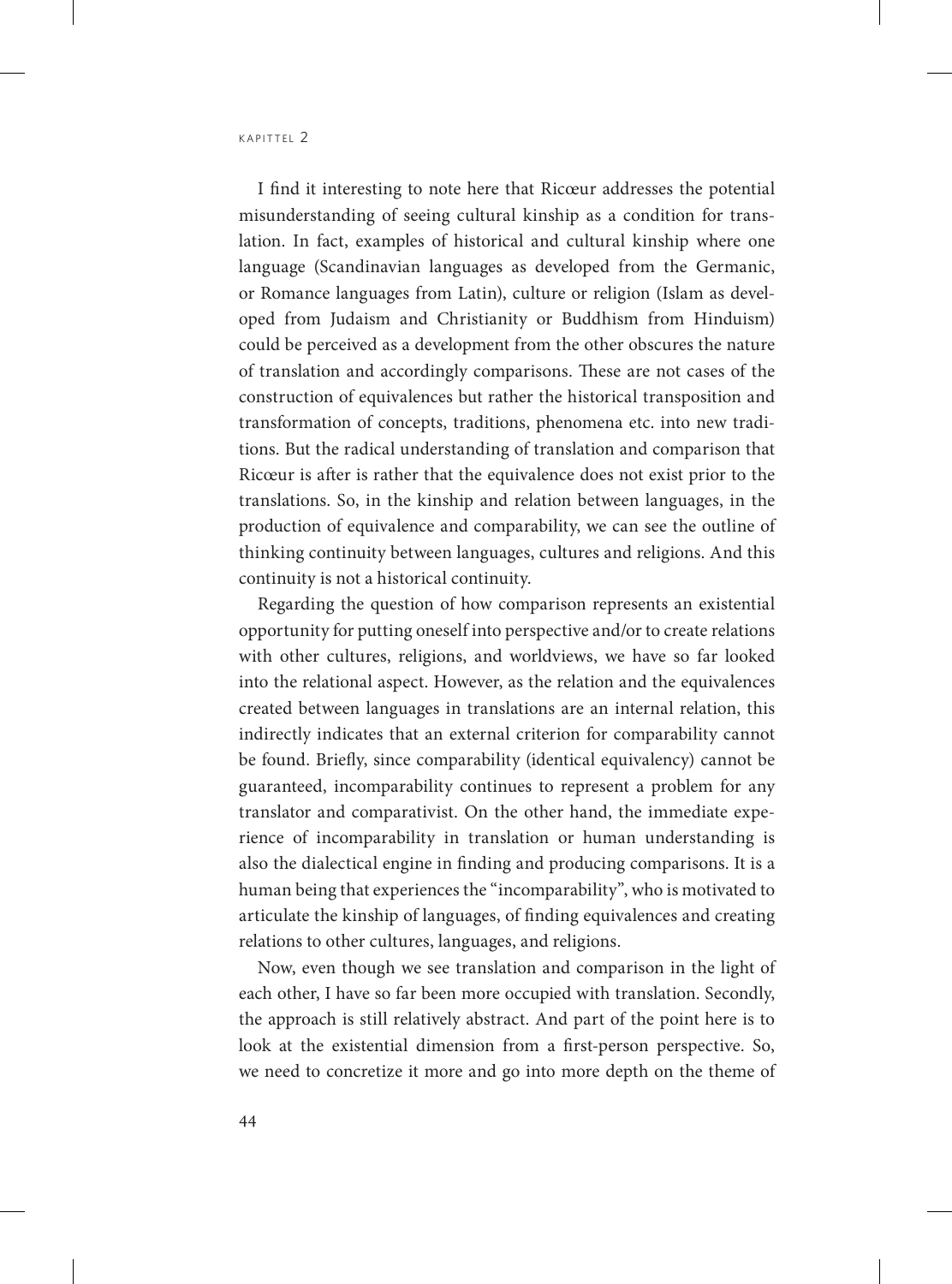I find it interesting to note here that Ricœur addresses the potential misunderstanding of seeing cultural kinship as a condition for translation. In fact, examples of historical and cultural kinship where one language (Scandinavian languages as developed from the Germanic, or Romance languages from Latin), culture or religion (Islam as developed from Judaism and Christianity or Buddhism from Hinduism) could be perceived as a development from the other obscures the nature of translation and accordingly comparisons. These are not cases of the construction of equivalences but rather the historical transposition and transformation of concepts, traditions, phenomena etc. into new traditions. But the radical understanding of translation and comparison that Ricœur is after is rather that the equivalence does not exist prior to the translations. So, in the kinship and relation between languages, in the production of equivalence and comparability, we can see the outline of thinking continuity between languages, cultures and religions. And this continuity is not a historical continuity.

Regarding the question of how comparison represents an existential opportunity for putting oneself into perspective and/or to create relations with other cultures, religions, and worldviews, we have so far looked into the relational aspect. However, as the relation and the equivalences created between languages in translations are an internal relation, this indirectly indicates that an external criterion for comparability cannot be found. Briefly, since comparability (identical equivalency) cannot be guaranteed, incomparability continues to represent a problem for any translator and comparativist. On the other hand, the immediate experience of incomparability in translation or human understanding is also the dialectical engine in finding and producing comparisons. It is a human being that experiences the "incomparability", who is motivated to articulate the kinship of languages, of finding equivalences and creating relations to other cultures, languages, and religions.

Now, even though we see translation and comparison in the light of each other, I have so far been more occupied with translation. Secondly, the approach is still relatively abstract. And part of the point here is to look at the existential dimension from a first-person perspective. So, we need to concretize it more and go into more depth on the theme of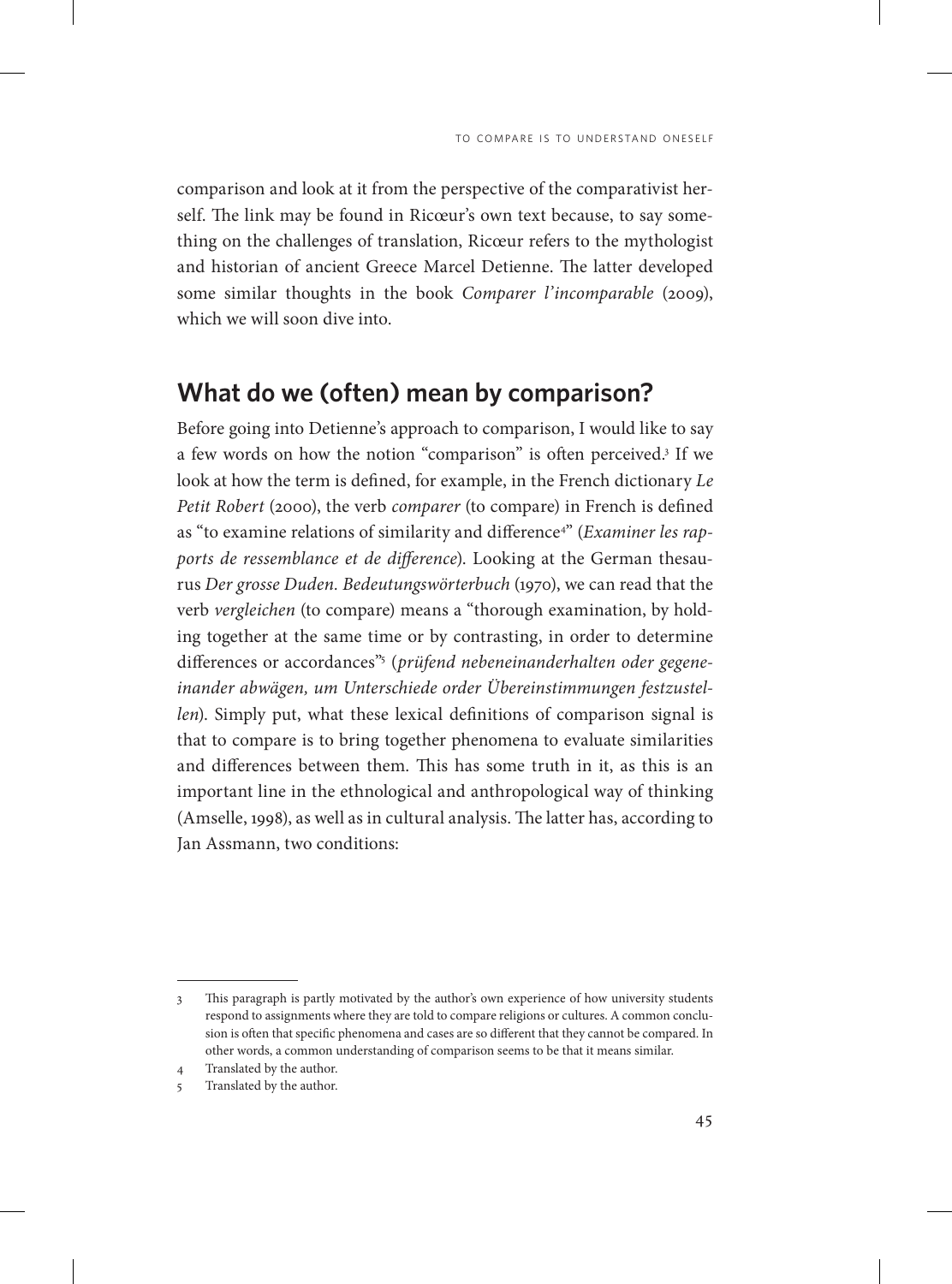comparison and look at it from the perspective of the comparativist herself. The link may be found in Ricœur's own text because, to say something on the challenges of translation, Ricœur refers to the mythologist and historian of ancient Greece Marcel Detienne. The latter developed some similar thoughts in the book *Comparer l'incomparable* (2009), which we will soon dive into.

## What do we (often) mean by comparison?

Before going into Detienne's approach to comparison, I would like to say a few words on how the notion "comparison" is often perceived.[3] If we look at how the term is defined, for example, in the French dictionary *Le Petit Robert* (2000), the verb *comparer* (to compare) in French is defined as "to examine relations of similarity and difference[4]" (*Examiner les rapports de ressemblance et de difference*). Looking at the German thesaurus *Der grosse Duden. Bedeutungswörterbuch* (1970), we can read that the verb *vergleichen* (to compare) means a "thorough examination, by holding together at the same time or by contrasting, in order to determine differences or accordances"[5] (*prüfend nebeneinanderhalten oder gegeneinander abwägen, um Unterschiede order Übereinstimmungen festzustellen*). Simply put, what these lexical definitions of comparison signal is that to compare is to bring together phenomena to evaluate similarities and differences between them. This has some truth in it, as this is an important line in the ethnological and anthropological way of thinking (Amselle, 1998), as well as in cultural analysis. The latter has, according to Jan Assmann, two conditions:

---

3 This paragraph is partly motivated by the author's own experience of how university students respond to assignments where they are told to compare religions or cultures. A common conclusion is often that specific phenomena and cases are so different that they cannot be compared. In other words, a common understanding of comparison seems to be that it means similar.

4 Translated by the author.

5 Translated by the author.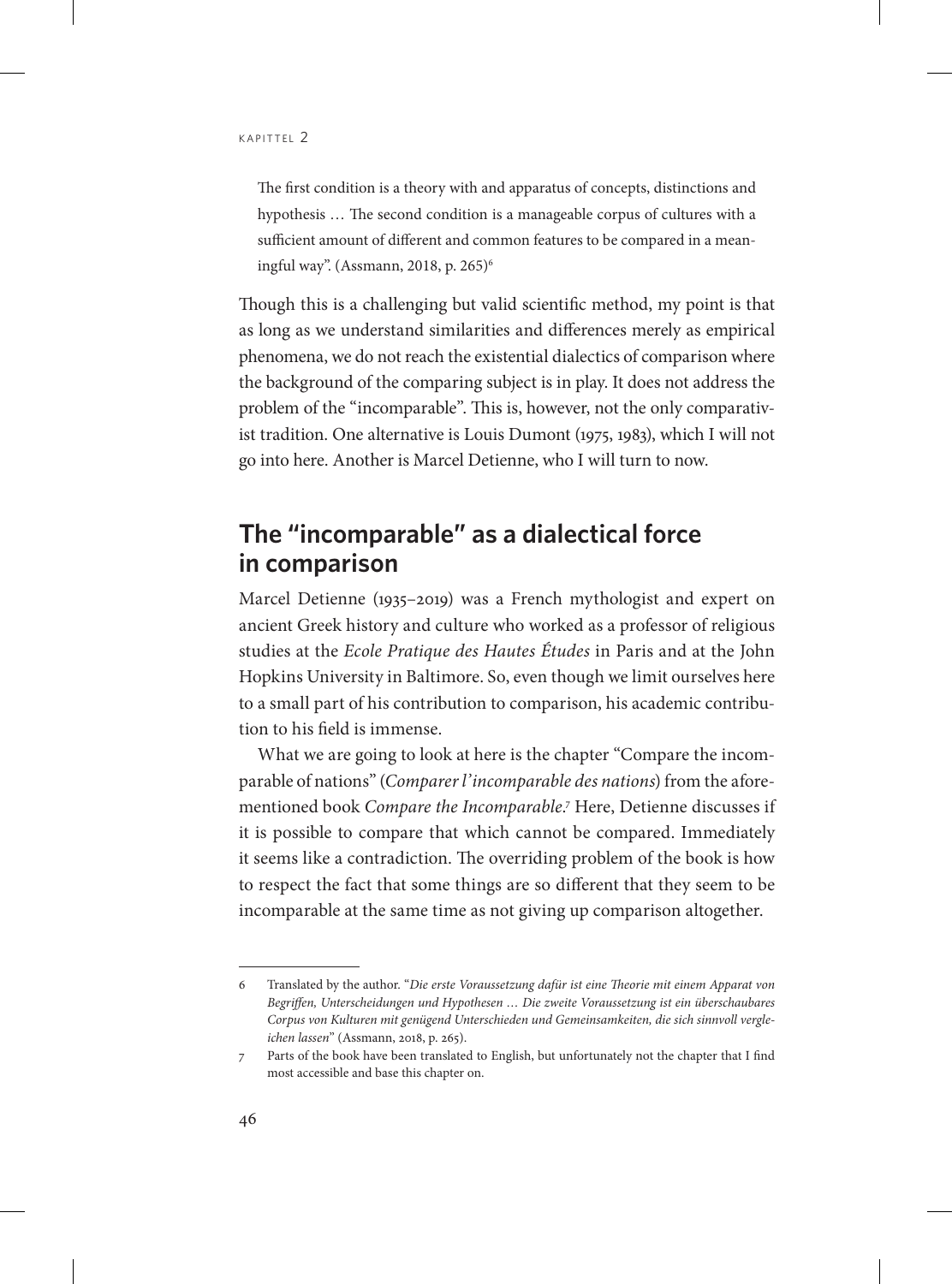The first condition is a theory with and apparatus of concepts, distinctions and hypothesis … The second condition is a manageable corpus of cultures with a sufficient amount of different and common features to be compared in a meaningful way". (Assmann, 2018, p. 265)[6]

Though this is a challenging but valid scientific method, my point is that as long as we understand similarities and differences merely as empirical phenomena, we do not reach the existential dialectics of comparison where the background of the comparing subject is in play. It does not address the problem of the "incomparable". This is, however, not the only comparativist tradition. One alternative is Louis Dumont (1975, 1983), which I will not go into here. Another is Marcel Detienne, who I will turn to now.

## The "incomparable" as a dialectical force in comparison

Marcel Detienne (1935–2019) was a French mythologist and expert on ancient Greek history and culture who worked as a professor of religious studies at the *Ecole Pratique des Hautes Études* in Paris and at the John Hopkins University in Baltimore. So, even though we limit ourselves here to a small part of his contribution to comparison, his academic contribution to his field is immense.

What we are going to look at here is the chapter "Compare the incomparable of nations" (*Comparer l'incomparable des nations*) from the aforementioned book *Compare the Incomparable*.[7] Here, Detienne discusses if it is possible to compare that which cannot be compared. Immediately it seems like a contradiction. The overriding problem of the book is how to respect the fact that some things are so different that they seem to be incomparable at the same time as not giving up comparison altogether.

---

6 Translated by the author. "*Die erste Voraussetzung dafür ist eine Theorie mit einem Apparat von Begriffen, Unterscheidungen und Hypothesen … Die zweite Voraussetzung ist ein überschaubares Corpus von Kulturen mit genügend Unterschieden und Gemeinsamkeiten, die sich sinnvoll vergleichen lassen*" (Assmann, 2018, p. 265).

7 Parts of the book have been translated to English, but unfortunately not the chapter that I find most accessible and base this chapter on.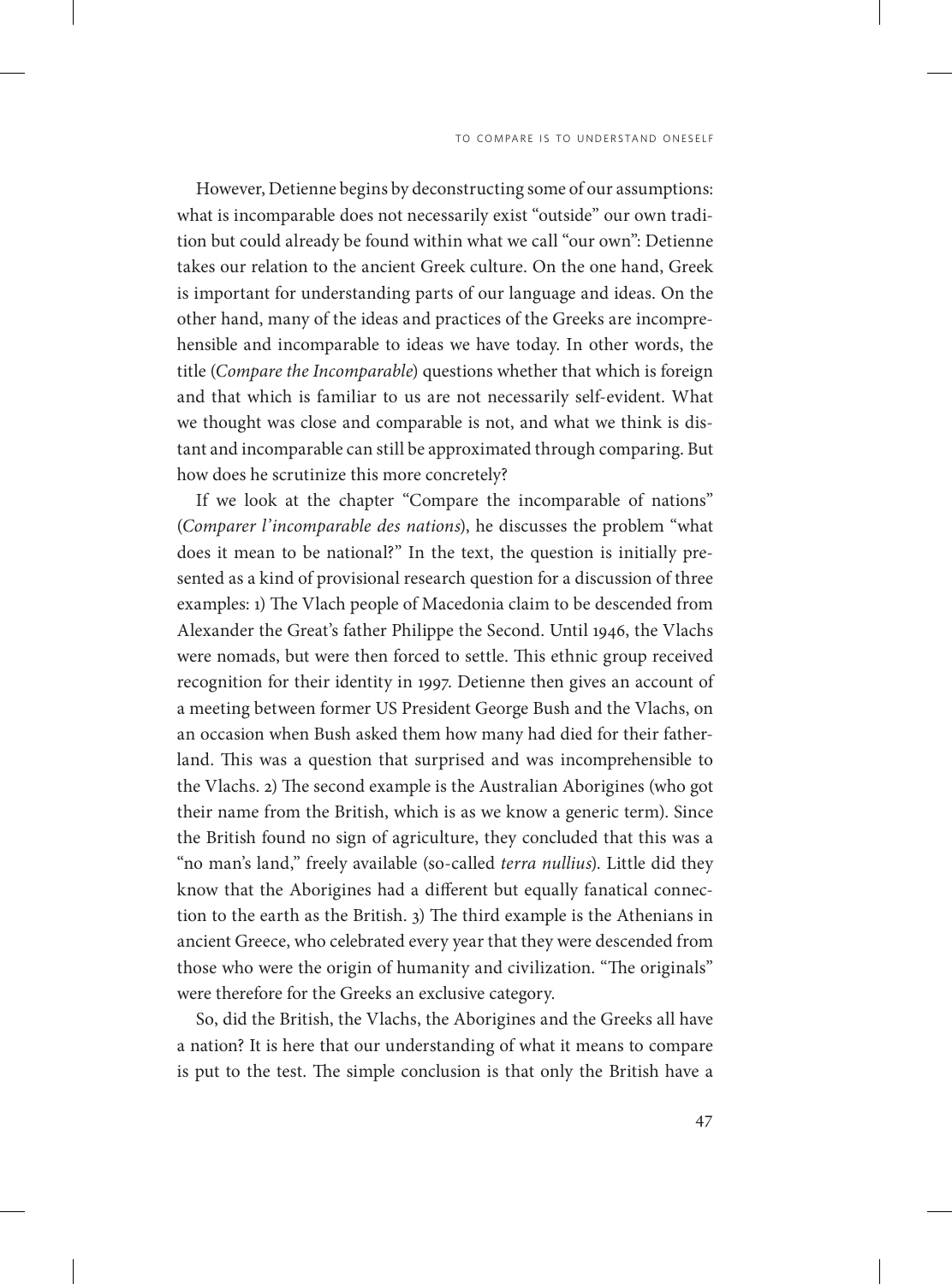However, Detienne begins by deconstructing some of our assumptions: what is incomparable does not necessarily exist "outside" our own tradition but could already be found within what we call "our own": Detienne takes our relation to the ancient Greek culture. On the one hand, Greek is important for understanding parts of our language and ideas. On the other hand, many of the ideas and practices of the Greeks are incomprehensible and incomparable to ideas we have today. In other words, the title (*Compare the Incomparable*) questions whether that which is foreign and that which is familiar to us are not necessarily self-evident. What we thought was close and comparable is not, and what we think is distant and incomparable can still be approximated through comparing. But how does he scrutinize this more concretely?

If we look at the chapter "Compare the incomparable of nations" (*Comparer l'incomparable des nations*), he discusses the problem "what does it mean to be national?" In the text, the question is initially presented as a kind of provisional research question for a discussion of three examples: 1) The Vlach people of Macedonia claim to be descended from Alexander the Great's father Philippe the Second. Until 1946, the Vlachs were nomads, but were then forced to settle. This ethnic group received recognition for their identity in 1997. Detienne then gives an account of a meeting between former US President George Bush and the Vlachs, on an occasion when Bush asked them how many had died for their fatherland. This was a question that surprised and was incomprehensible to the Vlachs. 2) The second example is the Australian Aborigines (who got their name from the British, which is as we know a generic term). Since the British found no sign of agriculture, they concluded that this was a "no man's land," freely available (so-called *terra nullius*). Little did they know that the Aborigines had a different but equally fanatical connection to the earth as the British. 3) The third example is the Athenians in ancient Greece, who celebrated every year that they were descended from those who were the origin of humanity and civilization. "The originals" were therefore for the Greeks an exclusive category.

So, did the British, the Vlachs, the Aborigines and the Greeks all have a nation? It is here that our understanding of what it means to compare is put to the test. The simple conclusion is that only the British have a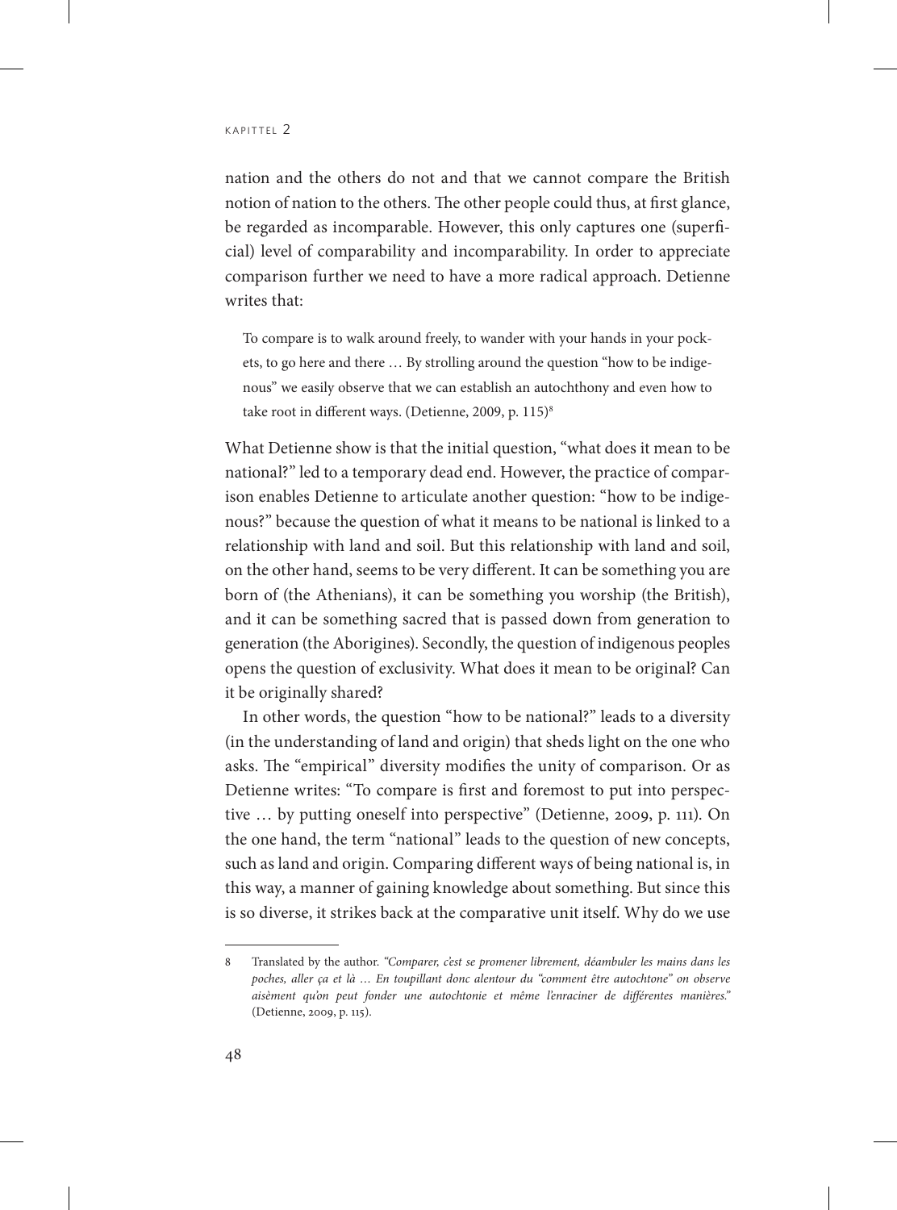nation and the others do not and that we cannot compare the British notion of nation to the others. The other people could thus, at first glance, be regarded as incomparable. However, this only captures one (superficial) level of comparability and incomparability. In order to appreciate comparison further we need to have a more radical approach. Detienne writes that:

> To compare is to walk around freely, to wander with your hands in your pockets, to go here and there … By strolling around the question "how to be indigenous" we easily observe that we can establish an autochthony and even how to take root in different ways. (Detienne, 2009, p. 115)[8]

What Detienne show is that the initial question, "what does it mean to be national?" led to a temporary dead end. However, the practice of comparison enables Detienne to articulate another question: "how to be indigenous?" because the question of what it means to be national is linked to a relationship with land and soil. But this relationship with land and soil, on the other hand, seems to be very different. It can be something you are born of (the Athenians), it can be something you worship (the British), and it can be something sacred that is passed down from generation to generation (the Aborigines). Secondly, the question of indigenous peoples opens the question of exclusivity. What does it mean to be original? Can it be originally shared?

In other words, the question "how to be national?" leads to a diversity (in the understanding of land and origin) that sheds light on the one who asks. The "empirical" diversity modifies the unity of comparison. Or as Detienne writes: "To compare is first and foremost to put into perspective … by putting oneself into perspective" (Detienne, 2009, p. 111). On the one hand, the term "national" leads to the question of new concepts, such as land and origin. Comparing different ways of being national is, in this way, a manner of gaining knowledge about something. But since this is so diverse, it strikes back at the comparative unit itself. Why do we use

---

8 Translated by the author. *"Comparer, c'est se promener librement, déambuler les mains dans les poches, aller ça et là … En toupillant donc alentour du "comment être autochtone" on observe aisèment qu'on peut fonder une autochtonie et même l'enraciner de différentes manières."* (Detienne, 2009, p. 115).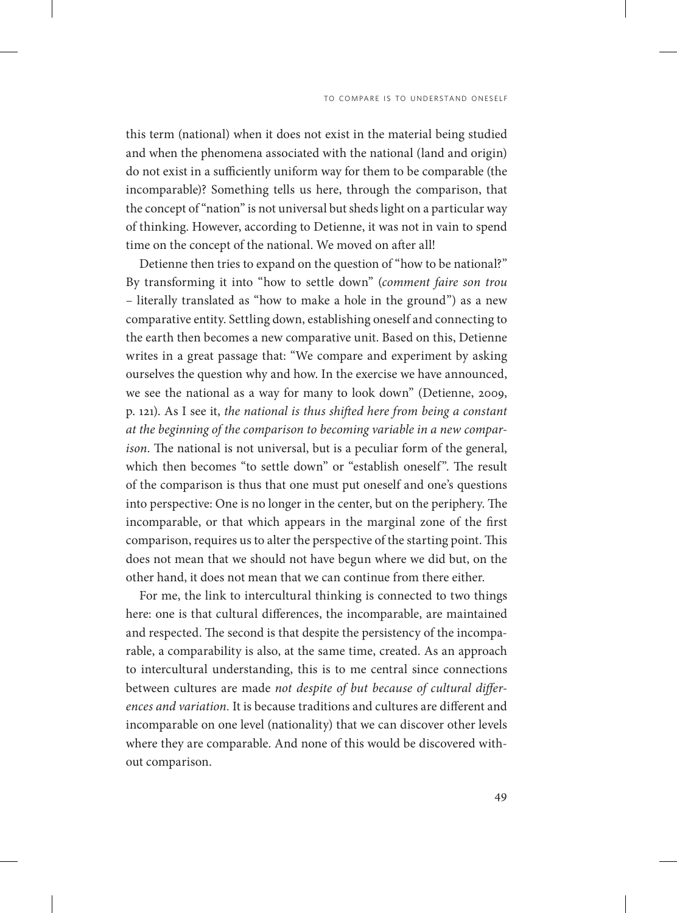this term (national) when it does not exist in the material being studied and when the phenomena associated with the national (land and origin) do not exist in a sufficiently uniform way for them to be comparable (the incomparable)? Something tells us here, through the comparison, that the concept of "nation" is not universal but sheds light on a particular way of thinking. However, according to Detienne, it was not in vain to spend time on the concept of the national. We moved on after all!

Detienne then tries to expand on the question of "how to be national?" By transforming it into "how to settle down" (*comment faire son trou* – literally translated as "how to make a hole in the ground") as a new comparative entity. Settling down, establishing oneself and connecting to the earth then becomes a new comparative unit. Based on this, Detienne writes in a great passage that: "We compare and experiment by asking ourselves the question why and how. In the exercise we have announced, we see the national as a way for many to look down" (Detienne, 2009, p. 121). As I see it, *the national is thus shifted here from being a constant at the beginning of the comparison to becoming variable in a new comparison*. The national is not universal, but is a peculiar form of the general, which then becomes "to settle down" or "establish oneself". The result of the comparison is thus that one must put oneself and one's questions into perspective: One is no longer in the center, but on the periphery. The incomparable, or that which appears in the marginal zone of the first comparison, requires us to alter the perspective of the starting point. This does not mean that we should not have begun where we did but, on the other hand, it does not mean that we can continue from there either.

For me, the link to intercultural thinking is connected to two things here: one is that cultural differences, the incomparable, are maintained and respected. The second is that despite the persistency of the incomparable, a comparability is also, at the same time, created. As an approach to intercultural understanding, this is to me central since connections between cultures are made *not despite of but because of cultural differences and variation*. It is because traditions and cultures are different and incomparable on one level (nationality) that we can discover other levels where they are comparable. And none of this would be discovered without comparison.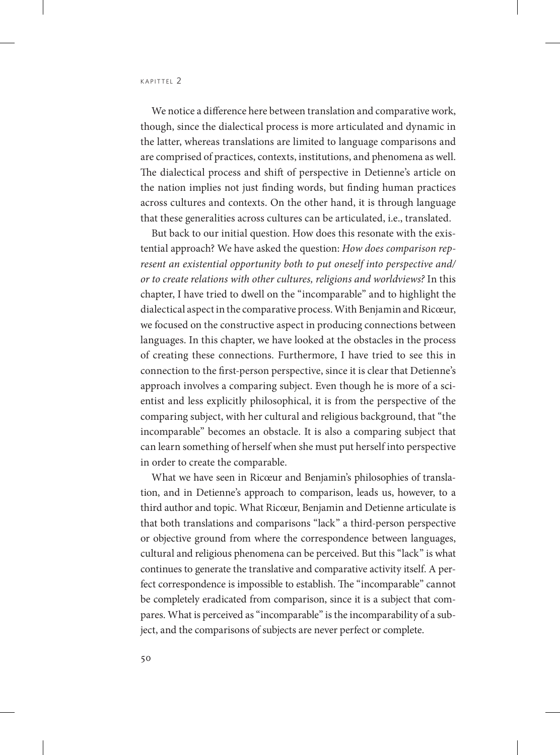We notice a difference here between translation and comparative work, though, since the dialectical process is more articulated and dynamic in the latter, whereas translations are limited to language comparisons and are comprised of practices, contexts, institutions, and phenomena as well. The dialectical process and shift of perspective in Detienne's article on the nation implies not just finding words, but finding human practices across cultures and contexts. On the other hand, it is through language that these generalities across cultures can be articulated, i.e., translated.

But back to our initial question. How does this resonate with the existential approach? We have asked the question: *How does comparison represent an existential opportunity both to put oneself into perspective and/or to create relations with other cultures, religions and worldviews?* In this chapter, I have tried to dwell on the "incomparable" and to highlight the dialectical aspect in the comparative process. With Benjamin and Ricœur, we focused on the constructive aspect in producing connections between languages. In this chapter, we have looked at the obstacles in the process of creating these connections. Furthermore, I have tried to see this in connection to the first-person perspective, since it is clear that Detienne's approach involves a comparing subject. Even though he is more of a scientist and less explicitly philosophical, it is from the perspective of the comparing subject, with her cultural and religious background, that "the incomparable" becomes an obstacle. It is also a comparing subject that can learn something of herself when she must put herself into perspective in order to create the comparable.

What we have seen in Ricœur and Benjamin's philosophies of translation, and in Detienne's approach to comparison, leads us, however, to a third author and topic. What Ricœur, Benjamin and Detienne articulate is that both translations and comparisons "lack" a third-person perspective or objective ground from where the correspondence between languages, cultural and religious phenomena can be perceived. But this "lack" is what continues to generate the translative and comparative activity itself. A perfect correspondence is impossible to establish. The "incomparable" cannot be completely eradicated from comparison, since it is a subject that compares. What is perceived as "incomparable" is the incomparability of a subject, and the comparisons of subjects are never perfect or complete.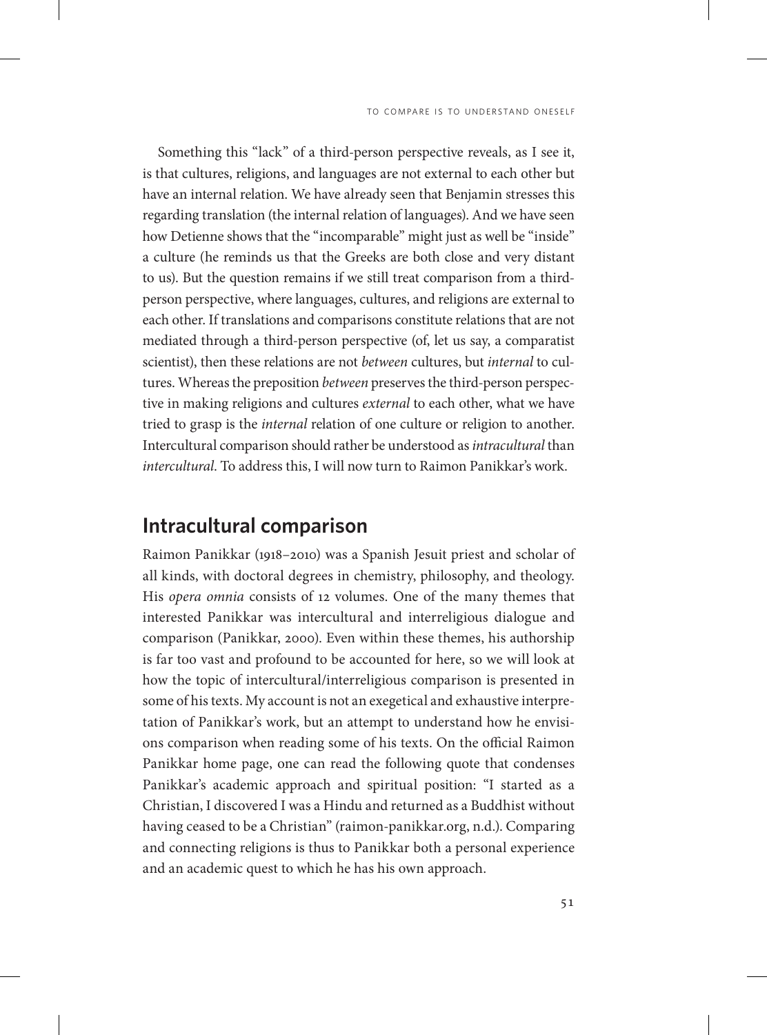Something this "lack" of a third-person perspective reveals, as I see it, is that cultures, religions, and languages are not external to each other but have an internal relation. We have already seen that Benjamin stresses this regarding translation (the internal relation of languages). And we have seen how Detienne shows that the "incomparable" might just as well be "inside" a culture (he reminds us that the Greeks are both close and very distant to us). But the question remains if we still treat comparison from a third-person perspective, where languages, cultures, and religions are external to each other. If translations and comparisons constitute relations that are not mediated through a third-person perspective (of, let us say, a comparatist scientist), then these relations are not *between* cultures, but *internal* to cultures. Whereas the preposition *between* preserves the third-person perspective in making religions and cultures *external* to each other, what we have tried to grasp is the *internal* relation of one culture or religion to another. Intercultural comparison should rather be understood as *intracultural* than *intercultural*. To address this, I will now turn to Raimon Panikkar's work.

## Intracultural comparison

Raimon Panikkar (1918–2010) was a Spanish Jesuit priest and scholar of all kinds, with doctoral degrees in chemistry, philosophy, and theology. His *opera omnia* consists of 12 volumes. One of the many themes that interested Panikkar was intercultural and interreligious dialogue and comparison (Panikkar, 2000). Even within these themes, his authorship is far too vast and profound to be accounted for here, so we will look at how the topic of intercultural/interreligious comparison is presented in some of his texts. My account is not an exegetical and exhaustive interpretation of Panikkar's work, but an attempt to understand how he envisions comparison when reading some of his texts. On the official Raimon Panikkar home page, one can read the following quote that condenses Panikkar's academic approach and spiritual position: "I started as a Christian, I discovered I was a Hindu and returned as a Buddhist without having ceased to be a Christian" (raimon-panikkar.org, n.d.). Comparing and connecting religions is thus to Panikkar both a personal experience and an academic quest to which he has his own approach.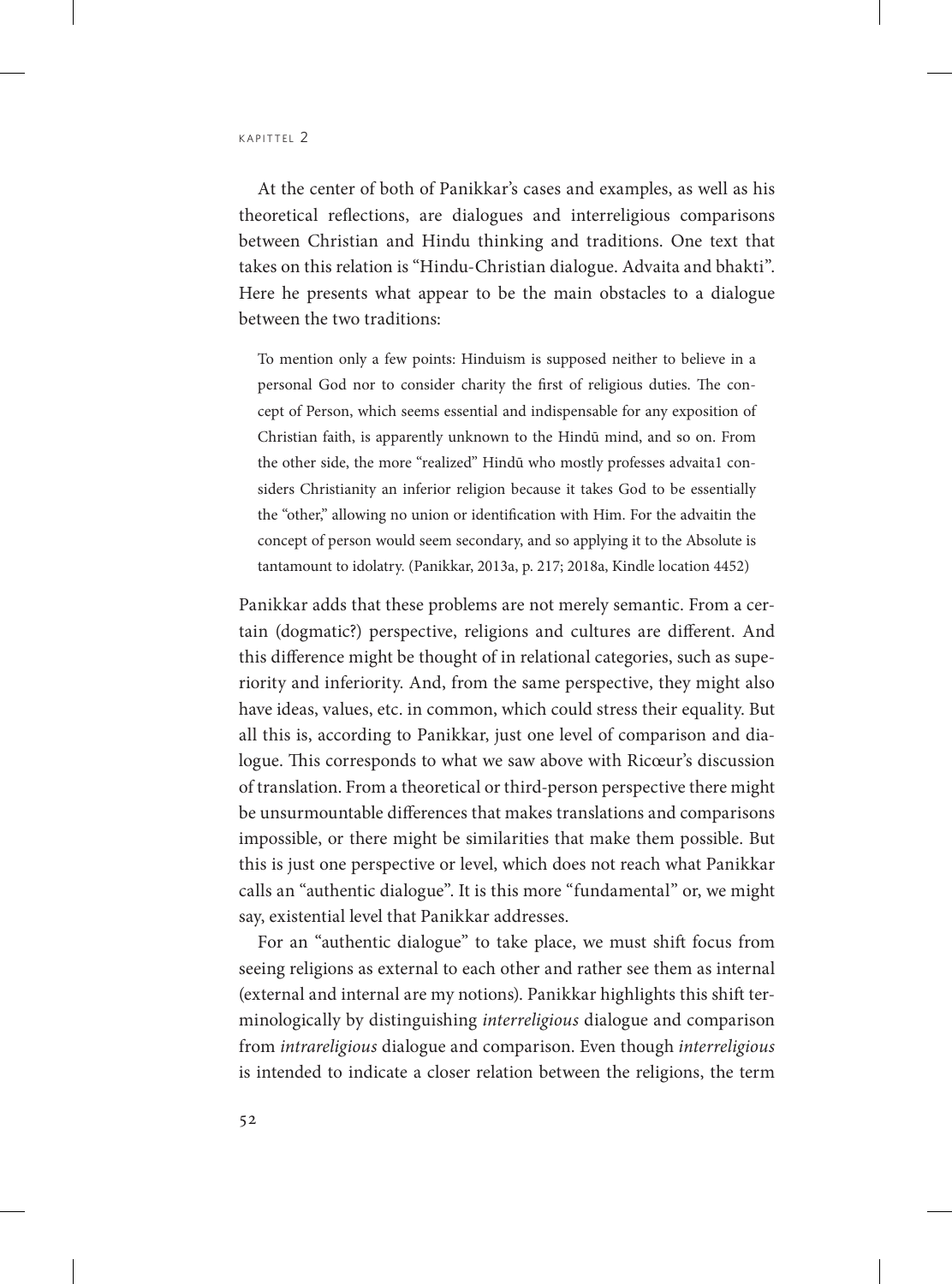At the center of both of Panikkar's cases and examples, as well as his theoretical reflections, are dialogues and interreligious comparisons between Christian and Hindu thinking and traditions. One text that takes on this relation is "Hindu-Christian dialogue. Advaita and bhakti". Here he presents what appear to be the main obstacles to a dialogue between the two traditions:

> To mention only a few points: Hinduism is supposed neither to believe in a personal God nor to consider charity the first of religious duties. The concept of Person, which seems essential and indispensable for any exposition of Christian faith, is apparently unknown to the Hindū mind, and so on. From the other side, the more "realized" Hindū who mostly professes advaita1 considers Christianity an inferior religion because it takes God to be essentially the "other," allowing no union or identification with Him. For the advaitin the concept of person would seem secondary, and so applying it to the Absolute is tantamount to idolatry. (Panikkar, 2013a, p. 217; 2018a, Kindle location 4452)

Panikkar adds that these problems are not merely semantic. From a certain (dogmatic?) perspective, religions and cultures are different. And this difference might be thought of in relational categories, such as superiority and inferiority. And, from the same perspective, they might also have ideas, values, etc. in common, which could stress their equality. But all this is, according to Panikkar, just one level of comparison and dialogue. This corresponds to what we saw above with Ricœur's discussion of translation. From a theoretical or third-person perspective there might be unsurmountable differences that makes translations and comparisons impossible, or there might be similarities that make them possible. But this is just one perspective or level, which does not reach what Panikkar calls an "authentic dialogue". It is this more "fundamental" or, we might say, existential level that Panikkar addresses.

For an "authentic dialogue" to take place, we must shift focus from seeing religions as external to each other and rather see them as internal (external and internal are my notions). Panikkar highlights this shift terminologically by distinguishing *interreligious* dialogue and comparison from *intrareligious* dialogue and comparison. Even though *interreligious* is intended to indicate a closer relation between the religions, the term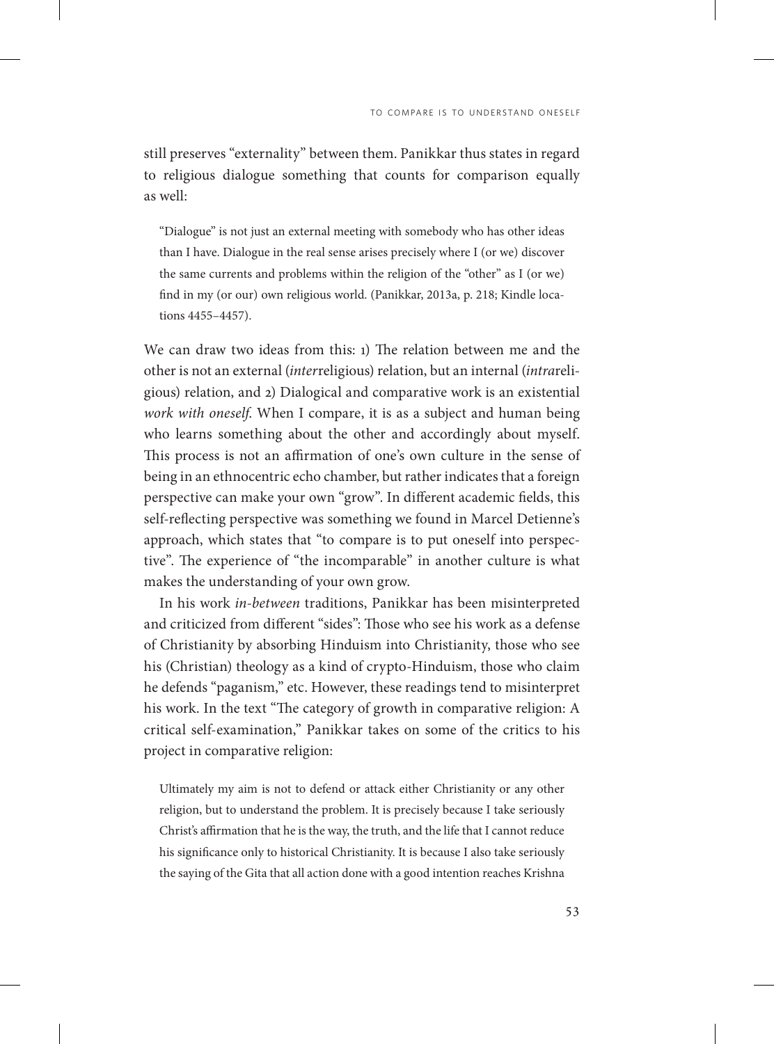still preserves "externality" between them. Panikkar thus states in regard to religious dialogue something that counts for comparison equally as well:

> "Dialogue" is not just an external meeting with somebody who has other ideas than I have. Dialogue in the real sense arises precisely where I (or we) discover the same currents and problems within the religion of the "other" as I (or we) find in my (or our) own religious world. (Panikkar, 2013a, p. 218; Kindle locations 4455–4457).

We can draw two ideas from this: 1) The relation between me and the other is not an external (*inter*religious) relation, but an internal (*intra*religious) relation, and 2) Dialogical and comparative work is an existential *work with oneself*. When I compare, it is as a subject and human being who learns something about the other and accordingly about myself. This process is not an affirmation of one's own culture in the sense of being in an ethnocentric echo chamber, but rather indicates that a foreign perspective can make your own "grow". In different academic fields, this self-reflecting perspective was something we found in Marcel Detienne's approach, which states that "to compare is to put oneself into perspective". The experience of "the incomparable" in another culture is what makes the understanding of your own grow.

In his work *in-between* traditions, Panikkar has been misinterpreted and criticized from different "sides": Those who see his work as a defense of Christianity by absorbing Hinduism into Christianity, those who see his (Christian) theology as a kind of crypto-Hinduism, those who claim he defends "paganism," etc. However, these readings tend to misinterpret his work. In the text "The category of growth in comparative religion: A critical self-examination," Panikkar takes on some of the critics to his project in comparative religion:

> Ultimately my aim is not to defend or attack either Christianity or any other religion, but to understand the problem. It is precisely because I take seriously Christ's affirmation that he is the way, the truth, and the life that I cannot reduce his significance only to historical Christianity. It is because I also take seriously the saying of the Gita that all action done with a good intention reaches Krishna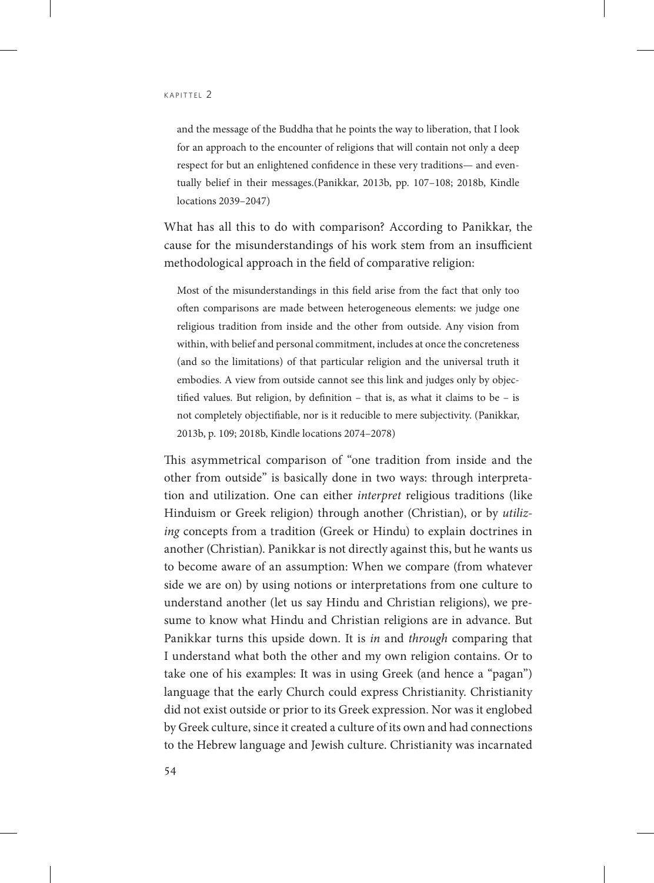> and the message of the Buddha that he points the way to liberation, that I look for an approach to the encounter of religions that will contain not only a deep respect for but an enlightened confidence in these very traditions— and eventually belief in their messages.(Panikkar, 2013b, pp. 107–108; 2018b, Kindle locations 2039–2047)

What has all this to do with comparison? According to Panikkar, the cause for the misunderstandings of his work stem from an insufficient methodological approach in the field of comparative religion:

> Most of the misunderstandings in this field arise from the fact that only too often comparisons are made between heterogeneous elements: we judge one religious tradition from inside and the other from outside. Any vision from within, with belief and personal commitment, includes at once the concreteness (and so the limitations) of that particular religion and the universal truth it embodies. A view from outside cannot see this link and judges only by objectified values. But religion, by definition – that is, as what it claims to be – is not completely objectifiable, nor is it reducible to mere subjectivity. (Panikkar, 2013b, p. 109; 2018b, Kindle locations 2074–2078)

This asymmetrical comparison of "one tradition from inside and the other from outside" is basically done in two ways: through interpretation and utilization. One can either *interpret* religious traditions (like Hinduism or Greek religion) through another (Christian), or by *utilizing* concepts from a tradition (Greek or Hindu) to explain doctrines in another (Christian). Panikkar is not directly against this, but he wants us to become aware of an assumption: When we compare (from whatever side we are on) by using notions or interpretations from one culture to understand another (let us say Hindu and Christian religions), we presume to know what Hindu and Christian religions are in advance. But Panikkar turns this upside down. It is *in* and *through* comparing that I understand what both the other and my own religion contains. Or to take one of his examples: It was in using Greek (and hence a "pagan") language that the early Church could express Christianity. Christianity did not exist outside or prior to its Greek expression. Nor was it englobed by Greek culture, since it created a culture of its own and had connections to the Hebrew language and Jewish culture. Christianity was incarnated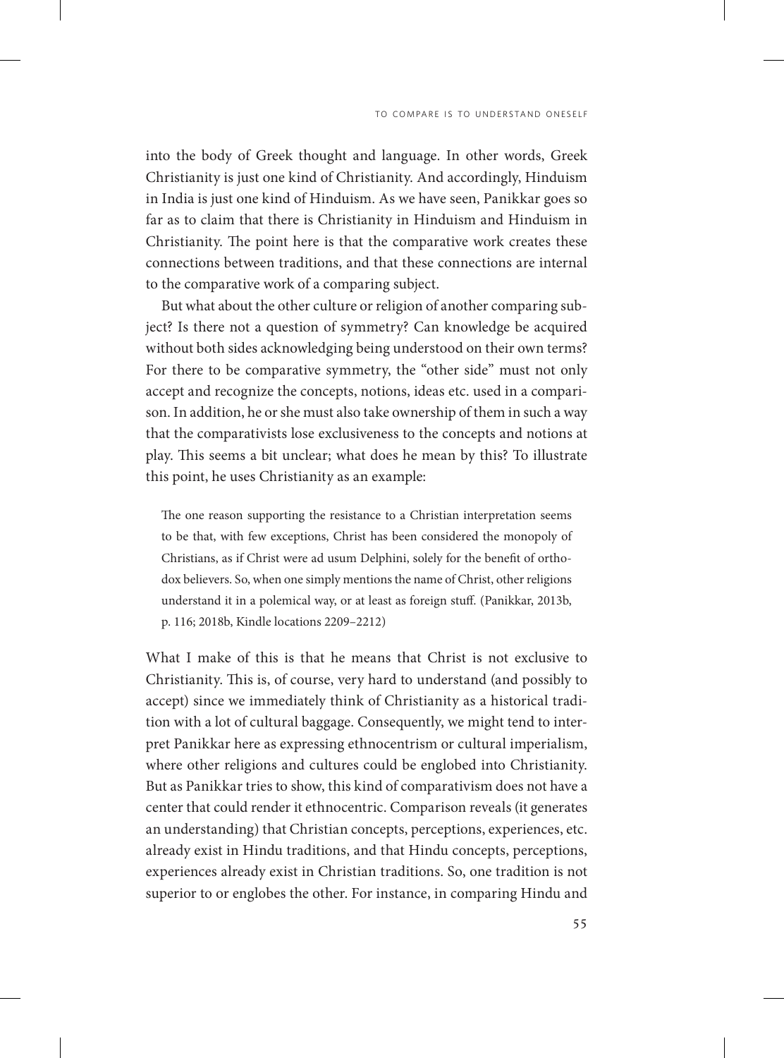into the body of Greek thought and language. In other words, Greek Christianity is just one kind of Christianity. And accordingly, Hinduism in India is just one kind of Hinduism. As we have seen, Panikkar goes so far as to claim that there is Christianity in Hinduism and Hinduism in Christianity. The point here is that the comparative work creates these connections between traditions, and that these connections are internal to the comparative work of a comparing subject.

But what about the other culture or religion of another comparing subject? Is there not a question of symmetry? Can knowledge be acquired without both sides acknowledging being understood on their own terms? For there to be comparative symmetry, the "other side" must not only accept and recognize the concepts, notions, ideas etc. used in a comparison. In addition, he or she must also take ownership of them in such a way that the comparativists lose exclusiveness to the concepts and notions at play. This seems a bit unclear; what does he mean by this? To illustrate this point, he uses Christianity as an example:

> The one reason supporting the resistance to a Christian interpretation seems to be that, with few exceptions, Christ has been considered the monopoly of Christians, as if Christ were ad usum Delphini, solely for the benefit of orthodox believers. So, when one simply mentions the name of Christ, other religions understand it in a polemical way, or at least as foreign stuff. (Panikkar, 2013b, p. 116; 2018b, Kindle locations 2209–2212)

What I make of this is that he means that Christ is not exclusive to Christianity. This is, of course, very hard to understand (and possibly to accept) since we immediately think of Christianity as a historical tradition with a lot of cultural baggage. Consequently, we might tend to interpret Panikkar here as expressing ethnocentrism or cultural imperialism, where other religions and cultures could be englobed into Christianity. But as Panikkar tries to show, this kind of comparativism does not have a center that could render it ethnocentric. Comparison reveals (it generates an understanding) that Christian concepts, perceptions, experiences, etc. already exist in Hindu traditions, and that Hindu concepts, perceptions, experiences already exist in Christian traditions. So, one tradition is not superior to or englobes the other. For instance, in comparing Hindu and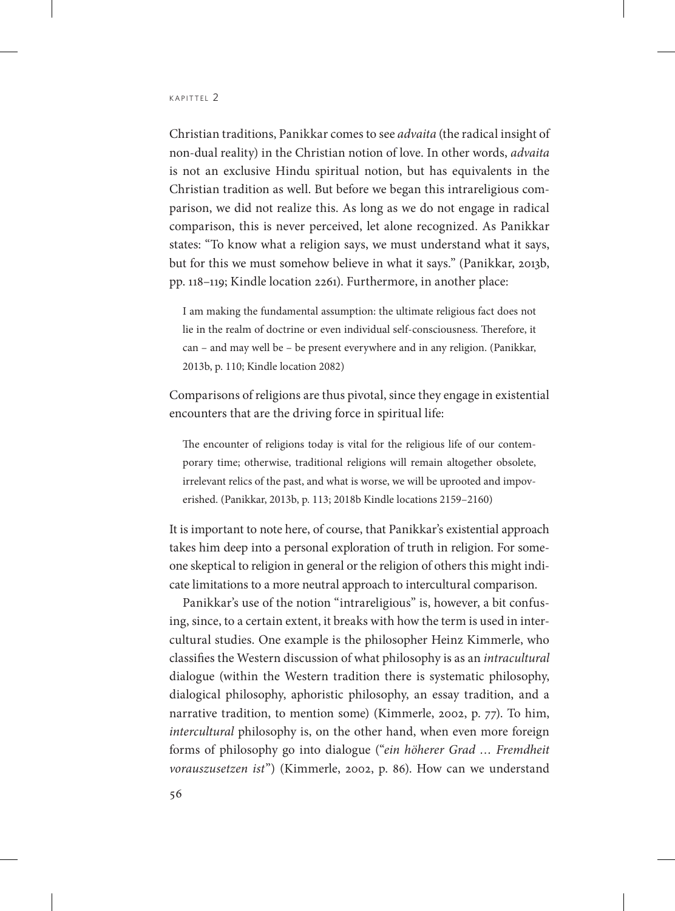Christian traditions, Panikkar comes to see *advaita* (the radical insight of non-dual reality) in the Christian notion of love. In other words, *advaita* is not an exclusive Hindu spiritual notion, but has equivalents in the Christian tradition as well. But before we began this intrareligious comparison, we did not realize this. As long as we do not engage in radical comparison, this is never perceived, let alone recognized. As Panikkar states: "To know what a religion says, we must understand what it says, but for this we must somehow believe in what it says." (Panikkar, 2013b, pp. 118–119; Kindle location 2261). Furthermore, in another place:

> I am making the fundamental assumption: the ultimate religious fact does not lie in the realm of doctrine or even individual self-consciousness. Therefore, it can – and may well be – be present everywhere and in any religion. (Panikkar, 2013b, p. 110; Kindle location 2082)

Comparisons of religions are thus pivotal, since they engage in existential encounters that are the driving force in spiritual life:

> The encounter of religions today is vital for the religious life of our contemporary time; otherwise, traditional religions will remain altogether obsolete, irrelevant relics of the past, and what is worse, we will be uprooted and impoverished. (Panikkar, 2013b, p. 113; 2018b Kindle locations 2159–2160)

It is important to note here, of course, that Panikkar's existential approach takes him deep into a personal exploration of truth in religion. For someone skeptical to religion in general or the religion of others this might indicate limitations to a more neutral approach to intercultural comparison.

Panikkar's use of the notion "intrareligious" is, however, a bit confusing, since, to a certain extent, it breaks with how the term is used in intercultural studies. One example is the philosopher Heinz Kimmerle, who classifies the Western discussion of what philosophy is as an *intracultural* dialogue (within the Western tradition there is systematic philosophy, dialogical philosophy, aphoristic philosophy, an essay tradition, and a narrative tradition, to mention some) (Kimmerle, 2002, p. 77). To him, *intercultural* philosophy is, on the other hand, when even more foreign forms of philosophy go into dialogue ("*ein höherer Grad … Fremdheit vorauszusetzen ist*") (Kimmerle, 2002, p. 86). How can we understand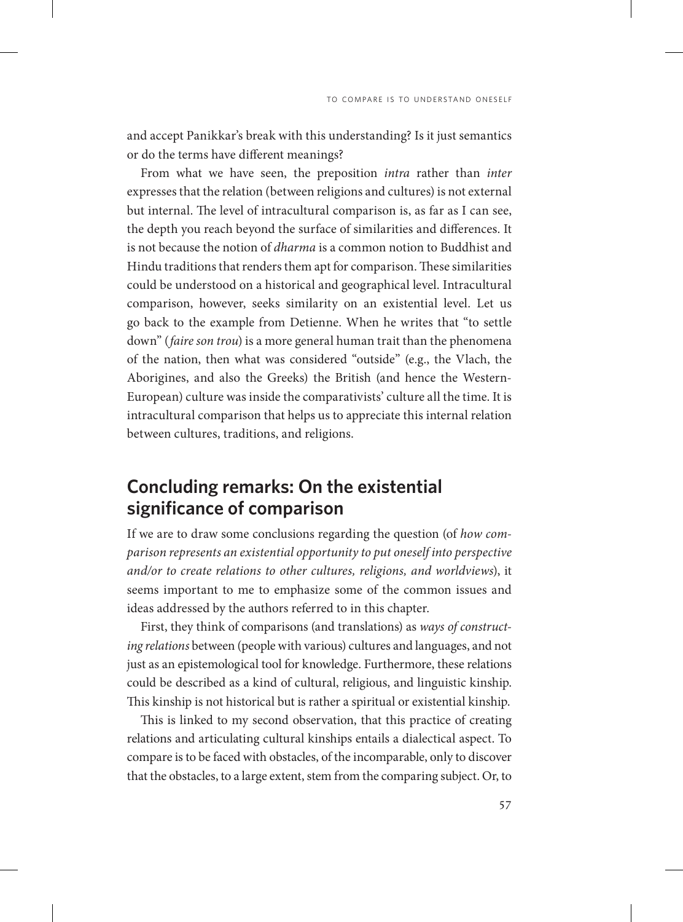and accept Panikkar's break with this understanding? Is it just semantics or do the terms have different meanings?

From what we have seen, the preposition *intra* rather than *inter* expresses that the relation (between religions and cultures) is not external but internal. The level of intracultural comparison is, as far as I can see, the depth you reach beyond the surface of similarities and differences. It is not because the notion of *dharma* is a common notion to Buddhist and Hindu traditions that renders them apt for comparison. These similarities could be understood on a historical and geographical level. Intracultural comparison, however, seeks similarity on an existential level. Let us go back to the example from Detienne. When he writes that "to settle down" (*faire son trou*) is a more general human trait than the phenomena of the nation, then what was considered "outside" (e.g., the Vlach, the Aborigines, and also the Greeks) the British (and hence the Western-European) culture was inside the comparativists' culture all the time. It is intracultural comparison that helps us to appreciate this internal relation between cultures, traditions, and religions.

## Concluding remarks: On the existential significance of comparison

If we are to draw some conclusions regarding the question (of *how comparison represents an existential opportunity to put oneself into perspective and/or to create relations to other cultures, religions, and worldviews*), it seems important to me to emphasize some of the common issues and ideas addressed by the authors referred to in this chapter.

First, they think of comparisons (and translations) as *ways of constructing relations* between (people with various) cultures and languages, and not just as an epistemological tool for knowledge. Furthermore, these relations could be described as a kind of cultural, religious, and linguistic kinship. This kinship is not historical but is rather a spiritual or existential kinship.

This is linked to my second observation, that this practice of creating relations and articulating cultural kinships entails a dialectical aspect. To compare is to be faced with obstacles, of the incomparable, only to discover that the obstacles, to a large extent, stem from the comparing subject. Or, to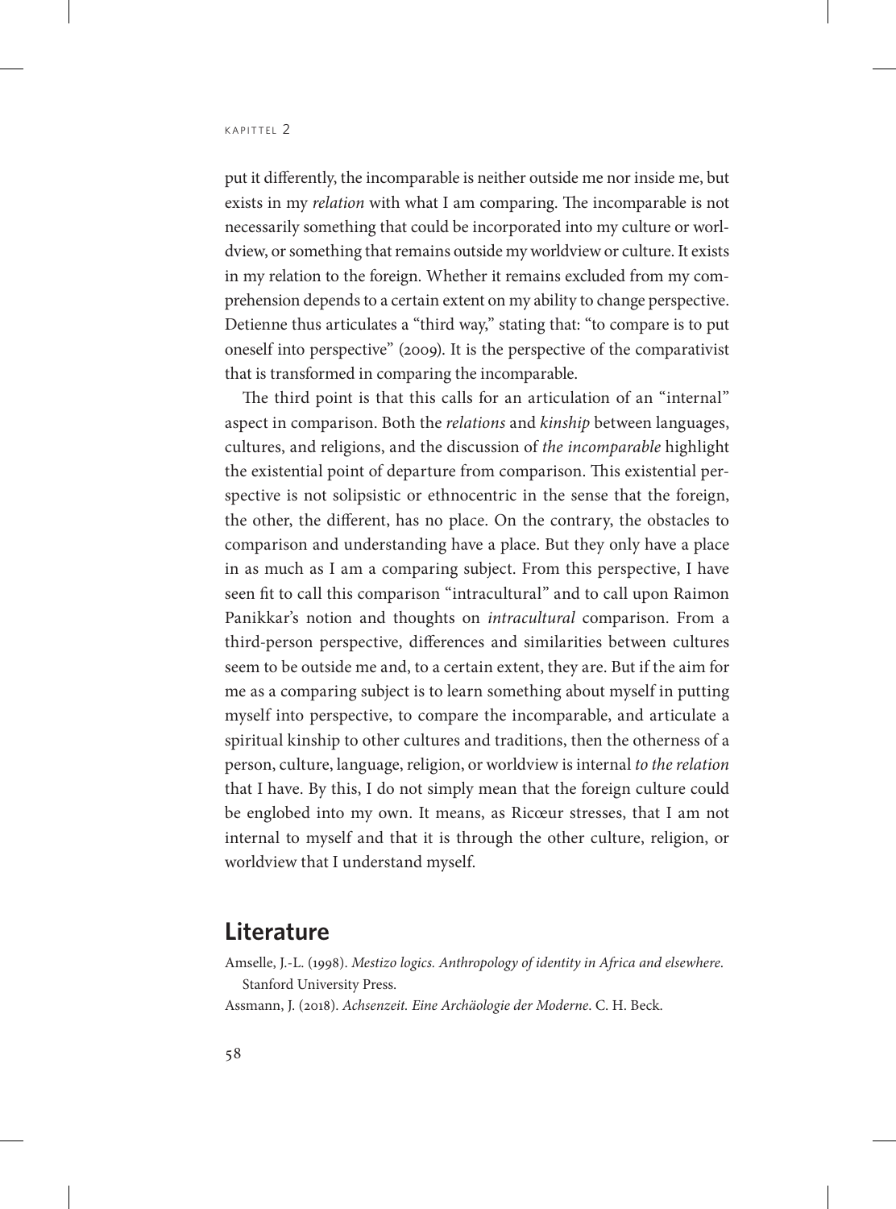put it differently, the incomparable is neither outside me nor inside me, but exists in my *relation* with what I am comparing. The incomparable is not necessarily something that could be incorporated into my culture or worldview, or something that remains outside my worldview or culture. It exists in my relation to the foreign. Whether it remains excluded from my comprehension depends to a certain extent on my ability to change perspective. Detienne thus articulates a "third way," stating that: "to compare is to put oneself into perspective" (2009). It is the perspective of the comparativist that is transformed in comparing the incomparable.

The third point is that this calls for an articulation of an "internal" aspect in comparison. Both the *relations* and *kinship* between languages, cultures, and religions, and the discussion of *the incomparable* highlight the existential point of departure from comparison. This existential perspective is not solipsistic or ethnocentric in the sense that the foreign, the other, the different, has no place. On the contrary, the obstacles to comparison and understanding have a place. But they only have a place in as much as I am a comparing subject. From this perspective, I have seen fit to call this comparison "intracultural" and to call upon Raimon Panikkar's notion and thoughts on *intracultural* comparison. From a third-person perspective, differences and similarities between cultures seem to be outside me and, to a certain extent, they are. But if the aim for me as a comparing subject is to learn something about myself in putting myself into perspective, to compare the incomparable, and articulate a spiritual kinship to other cultures and traditions, then the otherness of a person, culture, language, religion, or worldview is internal *to the relation* that I have. By this, I do not simply mean that the foreign culture could be englobed into my own. It means, as Ricœur stresses, that I am not internal to myself and that it is through the other culture, religion, or worldview that I understand myself.

## Literature

Amselle, J.-L. (1998). *Mestizo logics. Anthropology of identity in Africa and elsewhere.* Stanford University Press.

Assmann, J. (2018). *Achsenzeit. Eine Archäologie der Moderne*. C. H. Beck.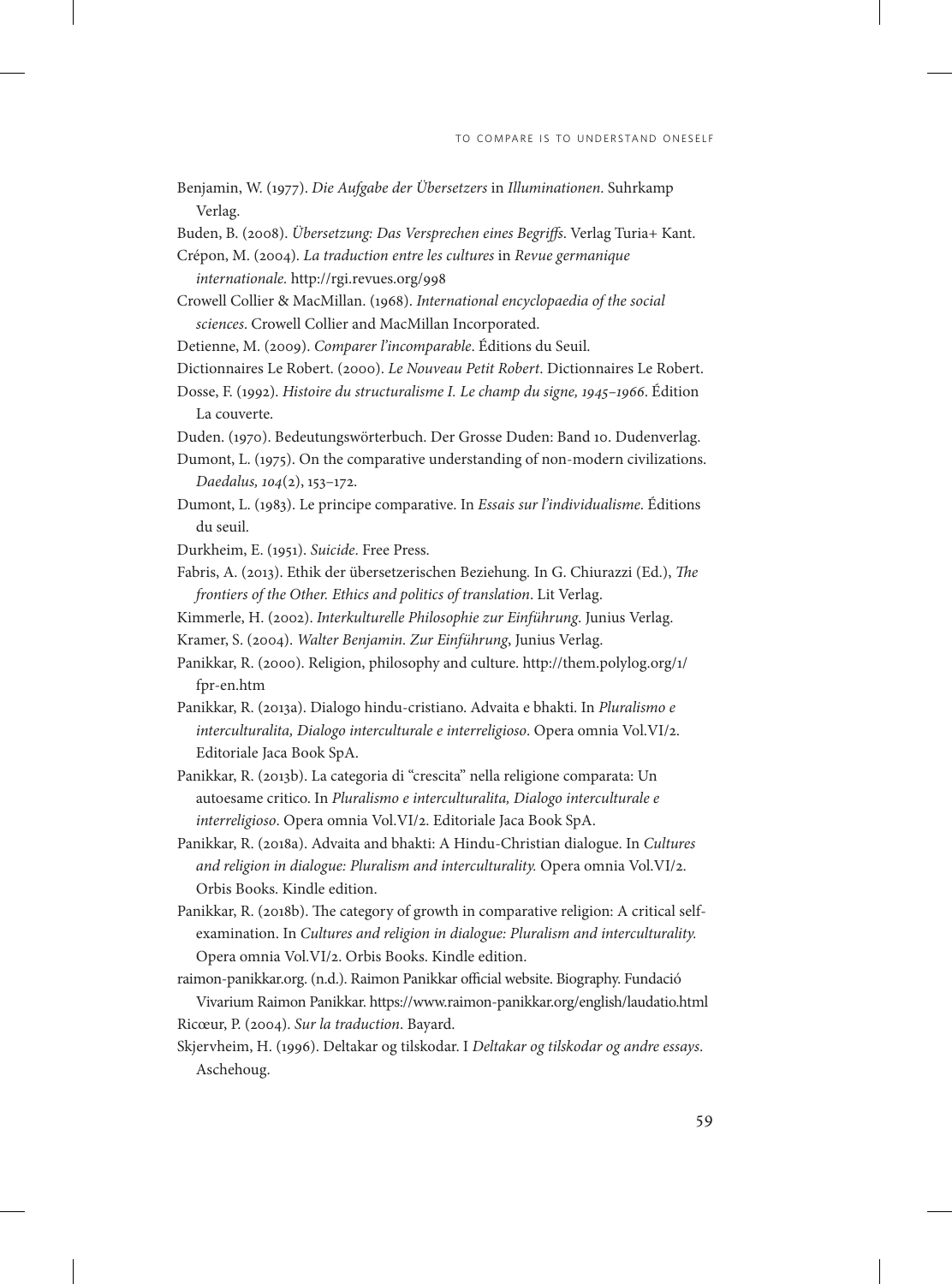Benjamin, W. (1977). *Die Aufgabe der Übersetzers* in *Illuminationen*. Suhrkamp Verlag.

Buden, B. (2008). *Übersetzung: Das Versprechen eines Begriffs*. Verlag Turia+ Kant.

Crépon, M. (2004). *La traduction entre les cultures* in *Revue germanique internationale*. http://rgi.revues.org/998

Crowell Collier & MacMillan. (1968). *International encyclopaedia of the social sciences*. Crowell Collier and MacMillan Incorporated.

Detienne, M. (2009). *Comparer l'incomparable*. Éditions du Seuil.

Dictionnaires Le Robert. (2000). *Le Nouveau Petit Robert*. Dictionnaires Le Robert.

Dosse, F. (1992). *Histoire du structuralisme I. Le champ du signe, 1945–1966*. Édition La couverte.

Duden. (1970). Bedeutungswörterbuch. Der Grosse Duden: Band 10. Dudenverlag.

Dumont, L. (1975). On the comparative understanding of non-modern civilizations. *Daedalus, 104*(2), 153–172.

Dumont, L. (1983). Le principe comparative. In *Essais sur l'individualisme*. Éditions du seuil.

Durkheim, E. (1951). *Suicide*. Free Press.

Fabris, A. (2013). Ethik der übersetzerischen Beziehung. In G. Chiurazzi (Ed.), *The frontiers of the Other. Ethics and politics of translation*. Lit Verlag.

Kimmerle, H. (2002). *Interkulturelle Philosophie zur Einführung*. Junius Verlag.

Kramer, S. (2004). *Walter Benjamin. Zur Einführung*, Junius Verlag.

Panikkar, R. (2000). Religion, philosophy and culture. http://them.polylog.org/1/fpr-en.htm

Panikkar, R. (2013a). Dialogo hindu-cristiano. Advaita e bhakti. In *Pluralismo e interculturalita, Dialogo interculturale e interreligioso*. Opera omnia Vol.VI/2. Editoriale Jaca Book SpA.

Panikkar, R. (2013b). La categoria di "crescita" nella religione comparata: Un autoesame critico. In *Pluralismo e interculturalita, Dialogo interculturale e interreligioso*. Opera omnia Vol.VI/2. Editoriale Jaca Book SpA.

Panikkar, R. (2018a). Advaita and bhakti: A Hindu-Christian dialogue. In *Cultures and religion in dialogue: Pluralism and interculturality.* Opera omnia Vol.VI/2. Orbis Books. Kindle edition.

Panikkar, R. (2018b). The category of growth in comparative religion: A critical self-examination. In *Cultures and religion in dialogue: Pluralism and interculturality.* Opera omnia Vol.VI/2. Orbis Books. Kindle edition.

raimon-panikkar.org. (n.d.). Raimon Panikkar official website. Biography. Fundació Vivarium Raimon Panikkar. https://www.raimon-panikkar.org/english/laudatio.html

Ricœur, P. (2004). *Sur la traduction*. Bayard.

Skjervheim, H. (1996). Deltakar og tilskodar. I *Deltakar og tilskodar og andre essays*. Aschehoug.